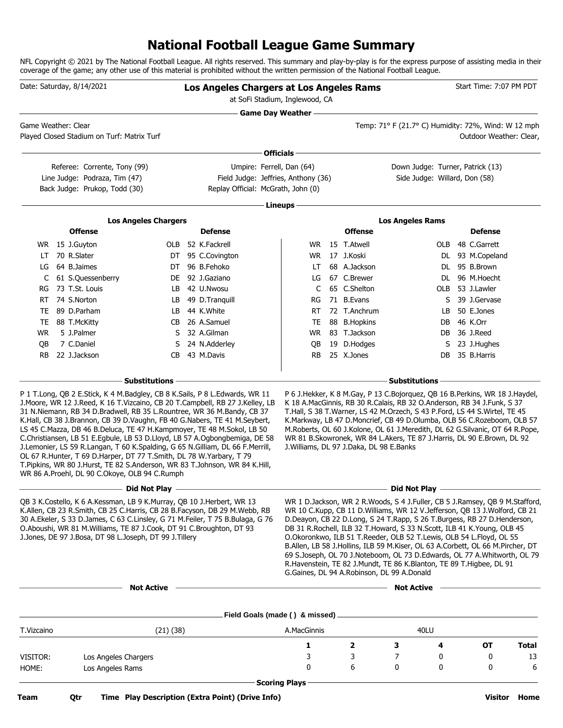# National Football League Game Summary

NFL Copyright © 2021 by The National Football League. All rights reserved. This summary and play-by-play is for the express purpose of assisting media in their coverage of the game; any other use of this material is prohibited without the written permission of the National Football League.

Date: Saturday, 8/14/2021

## Los Angeles Chargers at Los Angeles Rams

at SoFi Stadium, Inglewood, CA

Start Time: 7:07 PM PDT

### Game Day Weather

Game Weather: Clear

Played Closed Stadium on Turf: Matrix Turf

Temp: 71° F (21.7° C) Humidity: 72%, Wind: W 12 mph

Outdoor Weather: Clear,

### Officials

Referee: Corrente, Tony (99)
Umpire: Ferrell, Dan (64)
Down Judge: Turner, Patrick (13)
Line Judge: Podraza, Tim (47)
Field Judge: Jeffries, Anthony (36)
Side Judge: Willard, Don (58)
Back Judge: Prukop, Todd (30)
Replay Official: McGrath, John (0)

### Lineups

**Los Angeles Chargers**

| Offense | | Defense | |
|---|---|---|---|
| WR | 15 J.Guyton | OLB | 52 K.Fackrell |
| LT | 70 R.Slater | DT | 95 C.Covington |
| LG | 64 B.Jaimes | DT | 96 B.Fehoko |
| C | 61 S.Quessenberry | DE | 92 J.Gaziano |
| RG | 73 T.St. Louis | LB | 42 U.Nwosu |
| RT | 74 S.Norton | LB | 49 D.Tranquill |
| TE | 89 D.Parham | LB | 44 K.White |
| TE | 88 T.McKitty | CB | 26 A.Samuel |
| WR | 5 J.Palmer | S | 32 A.Gilman |
| QB | 7 C.Daniel | S | 24 N.Adderley |
| RB | 22 J.Jackson | CB | 43 M.Davis |

**Los Angeles Rams**

| Offense | | Defense | |
|---|---|---|---|
| WR | 15 T.Atwell | OLB | 48 C.Garrett |
| WR | 17 J.Koski | DL | 93 M.Copeland |
| LT | 68 A.Jackson | DL | 95 B.Brown |
| LG | 67 C.Brewer | DL | 96 M.Hoecht |
| C | 65 C.Shelton | OLB | 53 J.Lawler |
| RG | 71 B.Evans | S | 39 J.Gervase |
| RT | 72 T.Anchrum | LB | 50 E.Jones |
| TE | 88 B.Hopkins | DB | 46 K.Orr |
| WR | 83 T.Jackson | DB | 36 J.Reed |
| QB | 19 D.Hodges | S | 23 J.Hughes |
| RB | 25 X.Jones | DB | 35 B.Harris |

### Substitutions

**Los Angeles Chargers:** P 1 T.Long, QB 2 E.Stick, K 4 M.Badgley, CB 8 K.Sails, P 8 L.Edwards, WR 11 J.Moore, WR 12 J.Reed, K 16 T.Vizcaino, CB 20 T.Campbell, RB 27 J.Kelley, LB 31 N.Niemann, RB 34 D.Bradwell, RB 35 L.Rountree, WR 36 M.Bandy, CB 37 K.Hall, CB 38 J.Brannon, CB 39 D.Vaughn, FB 40 G.Nabers, TE 41 M.Seybert, LS 45 C.Mazza, DB 46 B.Deluca, TE 47 H.Kampmoyer, TE 48 M.Sokol, LB 50 C.Christiansen, LB 51 E.Egbule, LB 53 D.Lloyd, LB 57 A.Ogbongbemiga, DE 58 J.Lemonier, LS 59 R.Langan, T 60 K.Spalding, G 65 N.Gilliam, DL 66 F.Merrill, OL 67 R.Hunter, T 69 D.Harper, DT 77 T.Smith, DL 78 W.Yarbary, T 79 T.Pipkins, WR 80 J.Hurst, TE 82 S.Anderson, WR 83 T.Johnson, WR 84 K.Hill, WR 86 A.Proehl, DL 90 C.Okoye, OLB 94 C.Rumph

**Los Angeles Rams:** P 6 J.Hekker, K 8 M.Gay, P 13 C.Bojorquez, QB 16 B.Perkins, WR 18 J.Haydel, K 18 A.MacGinnis, RB 30 R.Calais, RB 32 O.Anderson, RB 34 J.Funk, S 37 T.Hall, S 38 T.Warner, LS 42 M.Orzech, S 43 P.Ford, LS 44 S.Wirtel, TE 45 K.Markway, LB 47 D.Moncrief, CB 49 D.Olumba, OLB 56 C.Rozeboom, OLB 57 M.Roberts, OL 60 J.Kolone, OL 61 J.Meredith, DL 62 G.Silvanic, OT 64 R.Pope, WR 81 B.Skowronek, WR 84 L.Akers, TE 87 J.Harris, DL 90 E.Brown, DL 92 J.Williams, DL 97 J.Daka, DL 98 E.Banks

### Did Not Play

**Los Angeles Chargers:** QB 3 K.Costello, K 6 A.Kessman, LB 9 K.Murray, QB 10 J.Herbert, WR 13 K.Allen, CB 23 R.Smith, CB 25 C.Harris, CB 28 B.Facyson, DB 29 M.Webb, RB 30 A.Ekeler, S 33 D.James, C 63 C.Linsley, G 71 M.Feiler, T 75 B.Bulaga, G 76 O.Aboushi, WR 81 M.Williams, TE 87 J.Cook, DT 91 C.Broughton, DT 93 J.Jones, DE 97 J.Bosa, DT 98 L.Joseph, DT 99 J.Tillery

**Los Angeles Rams:** WR 1 D.Jackson, WR 2 R.Woods, S 4 J.Fuller, CB 5 J.Ramsey, QB 9 M.Stafford, WR 10 C.Kupp, CB 11 D.Williams, WR 12 V.Jefferson, QB 13 J.Wolford, CB 21 D.Deayon, CB 22 D.Long, S 24 T.Rapp, S 26 T.Burgess, RB 27 D.Henderson, DB 31 R.Rochell, ILB 32 T.Howard, S 33 N.Scott, ILB 41 K.Young, OLB 45 O.Okoronkwo, ILB 51 T.Reeder, OLB 52 T.Lewis, OLB 54 L.Floyd, OL 55 B.Allen, LB 58 J.Hollins, ILB 59 M.Kiser, OL 63 A.Corbett, OL 66 M.Pircher, DT 69 S.Joseph, OL 70 J.Noteboom, OL 73 D.Edwards, OL 77 A.Whitworth, OL 79 R.Havenstein, TE 82 J.Mundt, TE 86 K.Blanton, TE 89 T.Higbee, DL 91 G.Gaines, DL 94 A.Robinson, DL 99 A.Donald

### Not Active

### Field Goals (made ( ) & missed)

T.Vizcaino (21) (38)

A.MacGinnis 40LU

| | | 1 | 2 | 3 | 4 | OT | Total |
|---|---|---|---|---|---|---|---|
| VISITOR: | Los Angeles Chargers | 3 | 3 | 7 | 0 | 0 | 13 |
| HOME: | Los Angeles Rams | 0 | 6 | 0 | 0 | 0 | 6 |

### Scoring Plays

| Team | Qtr | Time | Play Description (Extra Point) (Drive Info) | Visitor | Home |
|---|---|---|---|---|---|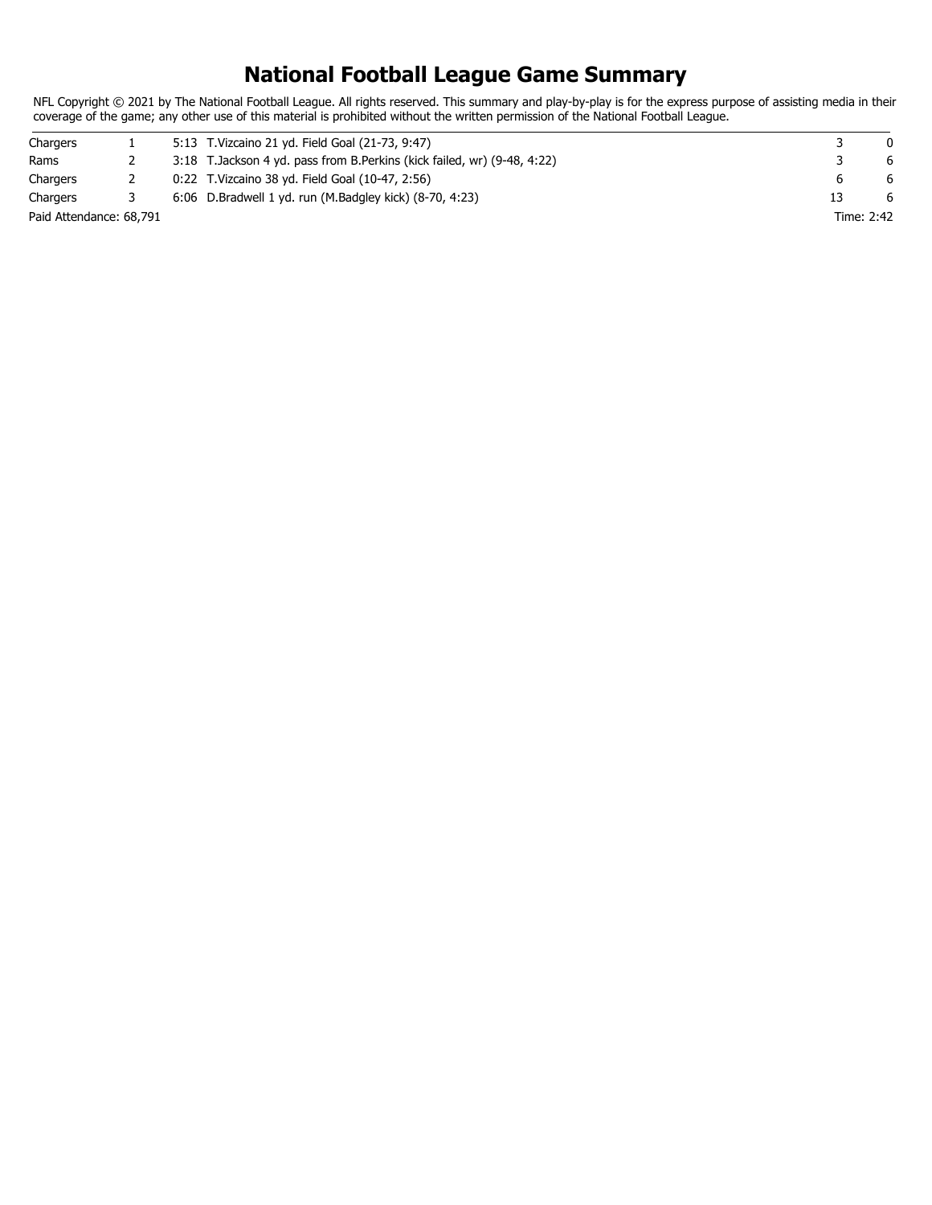# National Football League Game Summary

NFL Copyright © 2021 by The National Football League. All rights reserved. This summary and play-by-play is for the express purpose of assisting media in their coverage of the game; any other use of this material is prohibited without the written permission of the National Football League.

| | | | | |
|---|---|---|---|---|
| Chargers | 1 | 5:13 T.Vizcaino 21 yd. Field Goal (21-73, 9:47) | 3 | 0 |
| Rams | 2 | 3:18 T.Jackson 4 yd. pass from B.Perkins (kick failed, wr) (9-48, 4:22) | 3 | 6 |
| Chargers | 2 | 0:22 T.Vizcaino 38 yd. Field Goal (10-47, 2:56) | 6 | 6 |
| Chargers | 3 | 6:06 D.Bradwell 1 yd. run (M.Badgley kick) (8-70, 4:23) | 13 | 6 |

Paid Attendance: 68,791

Time: 2:42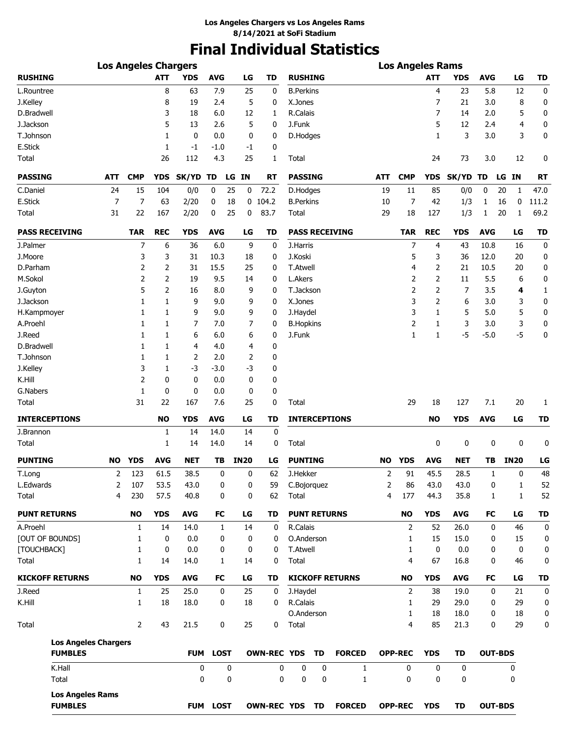**Los Angeles Chargers vs Los Angeles Rams**
**8/14/2021 at SoFi Stadium**

# Final Individual Statistics

## Los Angeles Chargers

| RUSHING | ATT | YDS | AVG | LG | TD |
|---|---|---|---|---|---|
| L.Rountree | 8 | 63 | 7.9 | 25 | 0 |
| J.Kelley | 8 | 19 | 2.4 | 5 | 0 |
| D.Bradwell | 3 | 18 | 6.0 | 12 | 1 |
| J.Jackson | 5 | 13 | 2.6 | 5 | 0 |
| T.Johnson | 1 | 0 | 0.0 | 0 | 0 |
| E.Stick | 1 | -1 | -1.0 | -1 | 0 |
| Total | 26 | 112 | 4.3 | 25 | 1 |

| PASSING | ATT | CMP | YDS | SK/YD | TD | LG | IN | RT |
|---|---|---|---|---|---|---|---|---|
| C.Daniel | 24 | 15 | 104 | 0/0 | 0 | 25 | 0 | 72.2 |
| E.Stick | 7 | 7 | 63 | 2/20 | 0 | 18 | 0 | 104.2 |
| Total | 31 | 22 | 167 | 2/20 | 0 | 25 | 0 | 83.7 |

| PASS RECEIVING | TAR | REC | YDS | AVG | LG | TD |
|---|---|---|---|---|---|---|
| J.Palmer | 7 | 6 | 36 | 6.0 | 9 | 0 |
| J.Moore | 3 | 3 | 31 | 10.3 | 18 | 0 |
| D.Parham | 2 | 2 | 31 | 15.5 | 25 | 0 |
| M.Sokol | 2 | 2 | 19 | 9.5 | 14 | 0 |
| J.Guyton | 5 | 2 | 16 | 8.0 | 9 | 0 |
| J.Jackson | 1 | 1 | 9 | 9.0 | 9 | 0 |
| H.Kampmoyer | 1 | 1 | 9 | 9.0 | 9 | 0 |
| A.Proehl | 1 | 1 | 7 | 7.0 | 7 | 0 |
| J.Reed | 1 | 1 | 6 | 6.0 | 6 | 0 |
| D.Bradwell | 1 | 1 | 4 | 4.0 | 4 | 0 |
| T.Johnson | 1 | 1 | 2 | 2.0 | 2 | 0 |
| J.Kelley | 3 | 1 | -3 | -3.0 | -3 | 0 |
| K.Hill | 2 | 0 | 0 | 0.0 | 0 | 0 |
| G.Nabers | 1 | 0 | 0 | 0.0 | 0 | 0 |
| Total | 31 | 22 | 167 | 7.6 | 25 | 0 |

| INTERCEPTIONS | NO | YDS | AVG | LG | TD |
|---|---|---|---|---|---|
| J.Brannon | 1 | 14 | 14.0 | 14 | 0 |
| Total | 1 | 14 | 14.0 | 14 | 0 |

| PUNTING | NO | YDS | AVG | NET | TB | IN20 | LG |
|---|---|---|---|---|---|---|---|
| T.Long | 2 | 123 | 61.5 | 38.5 | 0 | 0 | 62 |
| L.Edwards | 2 | 107 | 53.5 | 43.0 | 0 | 0 | 59 |
| Total | 4 | 230 | 57.5 | 40.8 | 0 | 0 | 62 |

| PUNT RETURNS | NO | YDS | AVG | FC | LG | TD |
|---|---|---|---|---|---|---|
| A.Proehl | 1 | 14 | 14.0 | 1 | 14 | 0 |
| [OUT OF BOUNDS] | 1 | 0 | 0.0 | 0 | 0 | 0 |
| [TOUCHBACK] | 1 | 0 | 0.0 | 0 | 0 | 0 |
| Total | 1 | 14 | 14.0 | 1 | 14 | 0 |

| KICKOFF RETURNS | NO | YDS | AVG | FC | LG | TD |
|---|---|---|---|---|---|---|
| J.Reed | 1 | 25 | 25.0 | 0 | 25 | 0 |
| K.Hill | 1 | 18 | 18.0 | 0 | 18 | 0 |
| Total | 2 | 43 | 21.5 | 0 | 25 | 0 |

## Los Angeles Rams

| RUSHING | ATT | YDS | AVG | LG | TD |
|---|---|---|---|---|---|
| B.Perkins | 4 | 23 | 5.8 | 12 | 0 |
| X.Jones | 7 | 21 | 3.0 | 8 | 0 |
| R.Calais | 7 | 14 | 2.0 | 5 | 0 |
| J.Funk | 5 | 12 | 2.4 | 4 | 0 |
| D.Hodges | 1 | 3 | 3.0 | 3 | 0 |
| Total | 24 | 73 | 3.0 | 12 | 0 |

| PASSING | ATT | CMP | YDS | SK/YD | TD | LG | IN | RT |
|---|---|---|---|---|---|---|---|---|
| D.Hodges | 19 | 11 | 85 | 0/0 | 0 | 20 | 1 | 47.0 |
| B.Perkins | 10 | 7 | 42 | 1/3 | 1 | 16 | 0 | 111.2 |
| Total | 29 | 18 | 127 | 1/3 | 1 | 20 | 1 | 69.2 |

| PASS RECEIVING | TAR | REC | YDS | AVG | LG | TD |
|---|---|---|---|---|---|---|
| J.Harris | 7 | 4 | 43 | 10.8 | 16 | 0 |
| J.Koski | 5 | 3 | 36 | 12.0 | 20 | 0 |
| T.Atwell | 4 | 2 | 21 | 10.5 | 20 | 0 |
| L.Akers | 2 | 2 | 11 | 5.5 | 6 | 0 |
| T.Jackson | 2 | 2 | 7 | 3.5 | **4** | 1 |
| X.Jones | 3 | 2 | 6 | 3.0 | 3 | 0 |
| J.Haydel | 3 | 1 | 5 | 5.0 | 5 | 0 |
| B.Hopkins | 2 | 1 | 3 | 3.0 | 3 | 0 |
| J.Funk | 1 | 1 | -5 | -5.0 | -5 | 0 |
| Total | 29 | 18 | 127 | 7.1 | 20 | 1 |

| INTERCEPTIONS | NO | YDS | AVG | LG | TD |
|---|---|---|---|---|---|
| Total | 0 | 0 | 0 | 0 | 0 |

| PUNTING | NO | YDS | AVG | NET | TB | IN20 | LG |
|---|---|---|---|---|---|---|---|
| J.Hekker | 2 | 91 | 45.5 | 28.5 | 1 | 0 | 48 |
| C.Bojorquez | 2 | 86 | 43.0 | 43.0 | 0 | 1 | 52 |
| Total | 4 | 177 | 44.3 | 35.8 | 1 | 1 | 52 |

| PUNT RETURNS | NO | YDS | AVG | FC | LG | TD |
|---|---|---|---|---|---|---|
| R.Calais | 2 | 52 | 26.0 | 0 | 46 | 0 |
| O.Anderson | 1 | 15 | 15.0 | 0 | 15 | 0 |
| T.Atwell | 1 | 0 | 0.0 | 0 | 0 | 0 |
| Total | 4 | 67 | 16.8 | 0 | 46 | 0 |

| KICKOFF RETURNS | NO | YDS | AVG | FC | LG | TD |
|---|---|---|---|---|---|---|
| J.Haydel | 2 | 38 | 19.0 | 0 | 21 | 0 |
| R.Calais | 1 | 29 | 29.0 | 0 | 29 | 0 |
| O.Anderson | 1 | 18 | 18.0 | 0 | 18 | 0 |
| Total | 4 | 85 | 21.3 | 0 | 29 | 0 |

## Los Angeles Chargers

| FUMBLES | FUM | LOST | OWN-REC | YDS | TD | FORCED | OPP-REC | YDS | TD | OUT-BDS |
|---|---|---|---|---|---|---|---|---|---|---|
| K.Hall | 0 | 0 | 0 | 0 | 0 | 1 | 0 | 0 | 0 | 0 |
| Total | 0 | 0 | 0 | 0 | 0 | 1 | 0 | 0 | 0 | 0 |

## Los Angeles Rams

| FUMBLES | FUM | LOST | OWN-REC | YDS | TD | FORCED | OPP-REC | YDS | TD | OUT-BDS |
|---|---|---|---|---|---|---|---|---|---|---|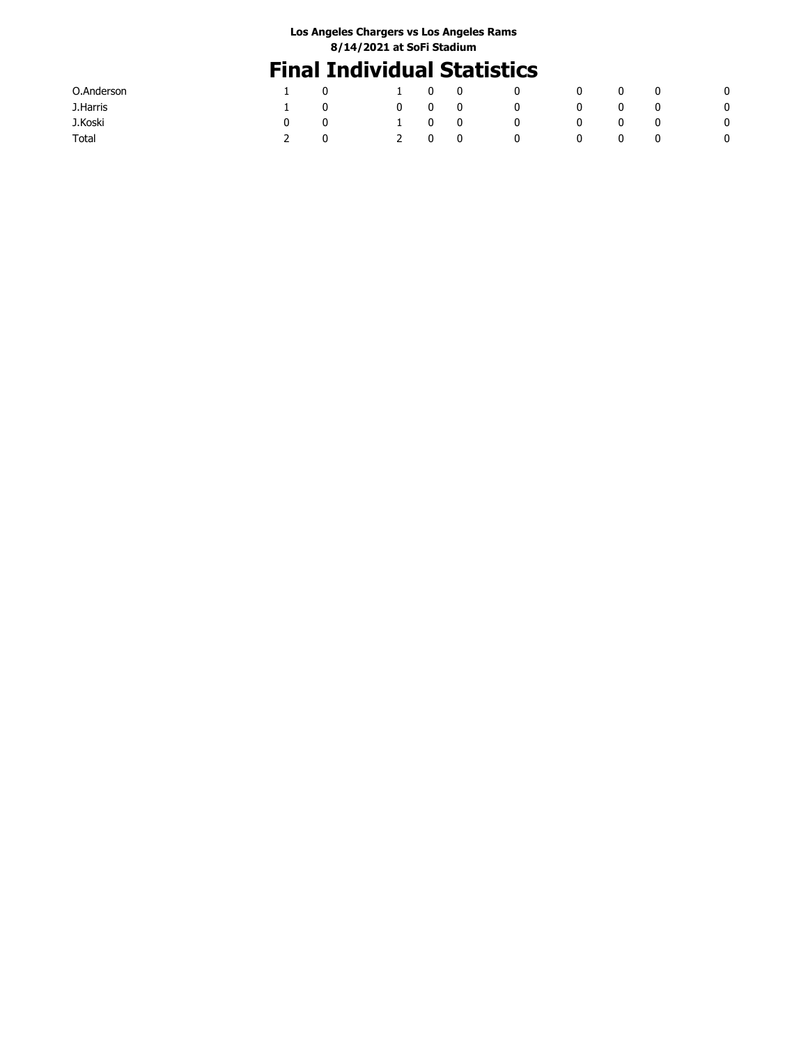**Los Angeles Chargers vs Los Angeles Rams**
**8/14/2021 at SoFi Stadium**

# Final Individual Statistics

| | | | | | | | | | | |
|---|---|---|---|---|---|---|---|---|---|---|
| O.Anderson | 1 | 0 | 1 | 0 | 0 | 0 | 0 | 0 | 0 | 0 |
| J.Harris | 1 | 0 | 0 | 0 | 0 | 0 | 0 | 0 | 0 | 0 |
| J.Koski | 0 | 0 | 1 | 0 | 0 | 0 | 0 | 0 | 0 | 0 |
| Total | 2 | 0 | 2 | 0 | 0 | 0 | 0 | 0 | 0 | 0 |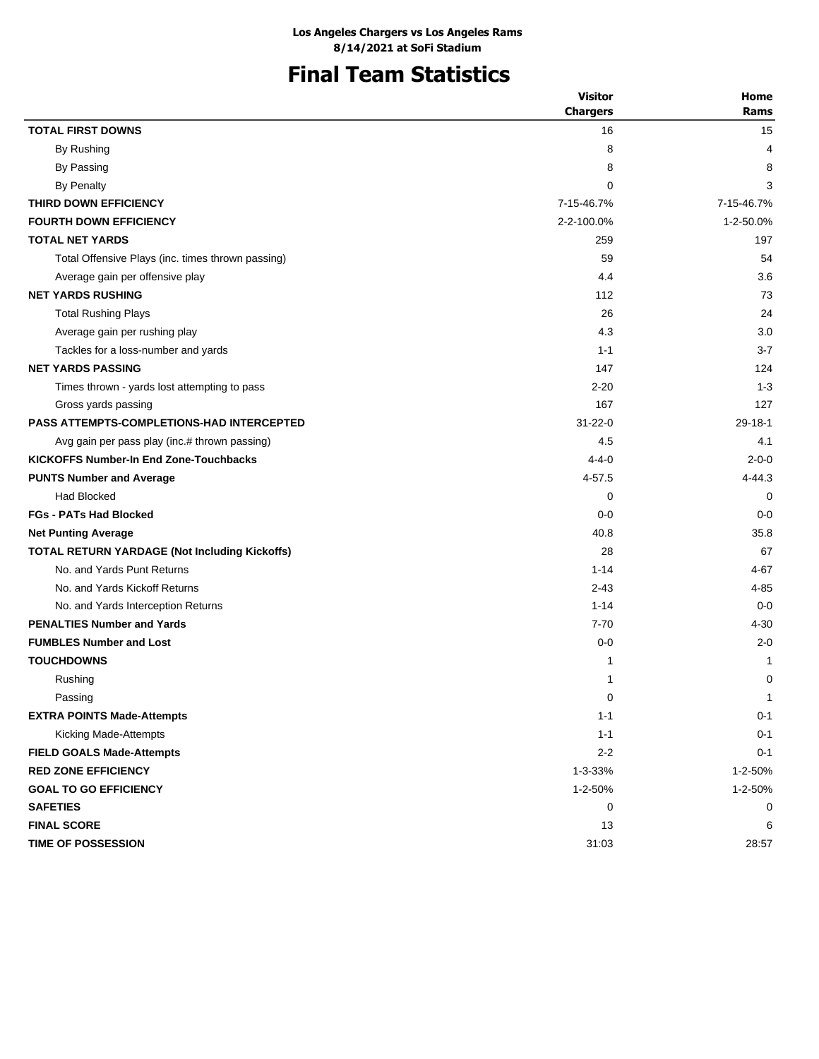**Los Angeles Chargers vs Los Angeles Rams**
**8/14/2021 at SoFi Stadium**

# Final Team Statistics

| | Visitor Chargers | Home Rams |
|---|---|---|
| **TOTAL FIRST DOWNS** | 16 | 15 |
| By Rushing | 8 | 4 |
| By Passing | 8 | 8 |
| By Penalty | 0 | 3 |
| **THIRD DOWN EFFICIENCY** | 7-15-46.7% | 7-15-46.7% |
| **FOURTH DOWN EFFICIENCY** | 2-2-100.0% | 1-2-50.0% |
| **TOTAL NET YARDS** | 259 | 197 |
| Total Offensive Plays (inc. times thrown passing) | 59 | 54 |
| Average gain per offensive play | 4.4 | 3.6 |
| **NET YARDS RUSHING** | 112 | 73 |
| Total Rushing Plays | 26 | 24 |
| Average gain per rushing play | 4.3 | 3.0 |
| Tackles for a loss-number and yards | 1-1 | 3-7 |
| **NET YARDS PASSING** | 147 | 124 |
| Times thrown - yards lost attempting to pass | 2-20 | 1-3 |
| Gross yards passing | 167 | 127 |
| **PASS ATTEMPTS-COMPLETIONS-HAD INTERCEPTED** | 31-22-0 | 29-18-1 |
| Avg gain per pass play (inc.# thrown passing) | 4.5 | 4.1 |
| **KICKOFFS Number-In End Zone-Touchbacks** | 4-4-0 | 2-0-0 |
| **PUNTS Number and Average** | 4-57.5 | 4-44.3 |
| Had Blocked | 0 | 0 |
| **FGs - PATs Had Blocked** | 0-0 | 0-0 |
| **Net Punting Average** | 40.8 | 35.8 |
| **TOTAL RETURN YARDAGE (Not Including Kickoffs)** | 28 | 67 |
| No. and Yards Punt Returns | 1-14 | 4-67 |
| No. and Yards Kickoff Returns | 2-43 | 4-85 |
| No. and Yards Interception Returns | 1-14 | 0-0 |
| **PENALTIES Number and Yards** | 7-70 | 4-30 |
| **FUMBLES Number and Lost** | 0-0 | 2-0 |
| **TOUCHDOWNS** | 1 | 1 |
| Rushing | 1 | 0 |
| Passing | 0 | 1 |
| **EXTRA POINTS Made-Attempts** | 1-1 | 0-1 |
| Kicking Made-Attempts | 1-1 | 0-1 |
| **FIELD GOALS Made-Attempts** | 2-2 | 0-1 |
| **RED ZONE EFFICIENCY** | 1-3-33% | 1-2-50% |
| **GOAL TO GO EFFICIENCY** | 1-2-50% | 1-2-50% |
| **SAFETIES** | 0 | 0 |
| **FINAL SCORE** | 13 | 6 |
| **TIME OF POSSESSION** | 31:03 | 28:57 |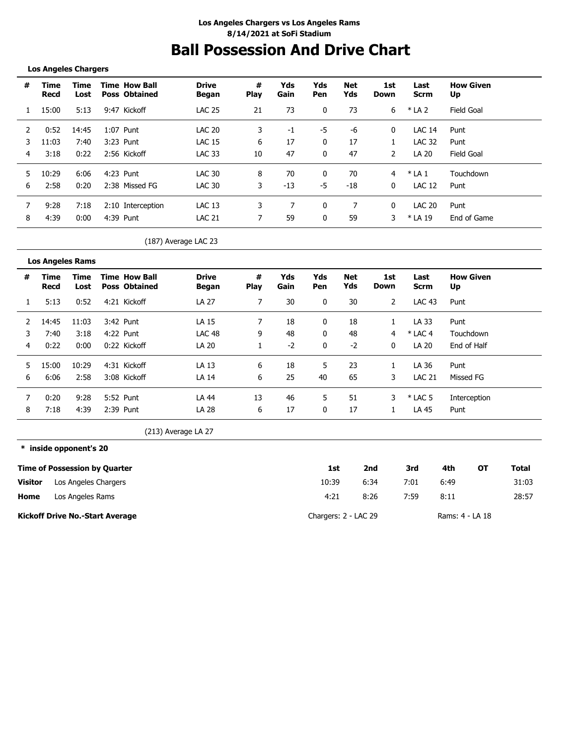**Los Angeles Chargers vs Los Angeles Rams**
**8/14/2021 at SoFi Stadium**

# Ball Possession And Drive Chart

**Los Angeles Chargers**

| # | Time Recd | Time Lost | Time Poss | How Ball Obtained | Drive Began | # Play | Yds Gain | Yds Pen | Net Yds | 1st Down | Last Scrm | How Given Up |
|---|---|---|---|---|---|---|---|---|---|---|---|---|
| 1 | 15:00 | 5:13 | 9:47 | Kickoff | LAC 25 | 21 | 73 | 0 | 73 | 6 | * LA 2 | Field Goal |
| 2 | 0:52 | 14:45 | 1:07 | Punt | LAC 20 | 3 | -1 | -5 | -6 | 0 | LAC 14 | Punt |
| 3 | 11:03 | 7:40 | 3:23 | Punt | LAC 15 | 6 | 17 | 0 | 17 | 1 | LAC 32 | Punt |
| 4 | 3:18 | 0:22 | 2:56 | Kickoff | LAC 33 | 10 | 47 | 0 | 47 | 2 | LA 20 | Field Goal |
| 5 | 10:29 | 6:06 | 4:23 | Punt | LAC 30 | 8 | 70 | 0 | 70 | 4 | * LA 1 | Touchdown |
| 6 | 2:58 | 0:20 | 2:38 | Missed FG | LAC 30 | 3 | -13 | -5 | -18 | 0 | LAC 12 | Punt |
| 7 | 9:28 | 7:18 | 2:10 | Interception | LAC 13 | 3 | 7 | 0 | 7 | 0 | LAC 20 | Punt |
| 8 | 4:39 | 0:00 | 4:39 | Punt | LAC 21 | 7 | 59 | 0 | 59 | 3 | * LA 19 | End of Game |

(187) Average LAC 23

**Los Angeles Rams**

| # | Time Recd | Time Lost | Time Poss | How Ball Obtained | Drive Began | # Play | Yds Gain | Yds Pen | Net Yds | 1st Down | Last Scrm | How Given Up |
|---|---|---|---|---|---|---|---|---|---|---|---|---|
| 1 | 5:13 | 0:52 | 4:21 | Kickoff | LA 27 | 7 | 30 | 0 | 30 | 2 | LAC 43 | Punt |
| 2 | 14:45 | 11:03 | 3:42 | Punt | LA 15 | 7 | 18 | 0 | 18 | 1 | LA 33 | Punt |
| 3 | 7:40 | 3:18 | 4:22 | Punt | LAC 48 | 9 | 48 | 0 | 48 | 4 | * LAC 4 | Touchdown |
| 4 | 0:22 | 0:00 | 0:22 | Kickoff | LA 20 | 1 | -2 | 0 | -2 | 0 | LA 20 | End of Half |
| 5 | 15:00 | 10:29 | 4:31 | Kickoff | LA 13 | 6 | 18 | 5 | 23 | 1 | LA 36 | Punt |
| 6 | 6:06 | 2:58 | 3:08 | Kickoff | LA 14 | 6 | 25 | 40 | 65 | 3 | LAC 21 | Missed FG |
| 7 | 0:20 | 9:28 | 5:52 | Punt | LA 44 | 13 | 46 | 5 | 51 | 3 | * LAC 5 | Interception |
| 8 | 7:18 | 4:39 | 2:39 | Punt | LA 28 | 6 | 17 | 0 | 17 | 1 | LA 45 | Punt |

(213) Average LA 27

**\* inside opponent's 20**

| Time of Possession by Quarter | | 1st | 2nd | 3rd | 4th | OT | Total |
|---|---|---|---|---|---|---|---|
| **Visitor** | Los Angeles Chargers | 10:39 | 6:34 | 7:01 | 6:49 | | 31:03 |
| **Home** | Los Angeles Rams | 4:21 | 8:26 | 7:59 | 8:11 | | 28:57 |

**Kickoff Drive No.-Start Average** Chargers: 2 - LAC 29 Rams: 4 - LA 18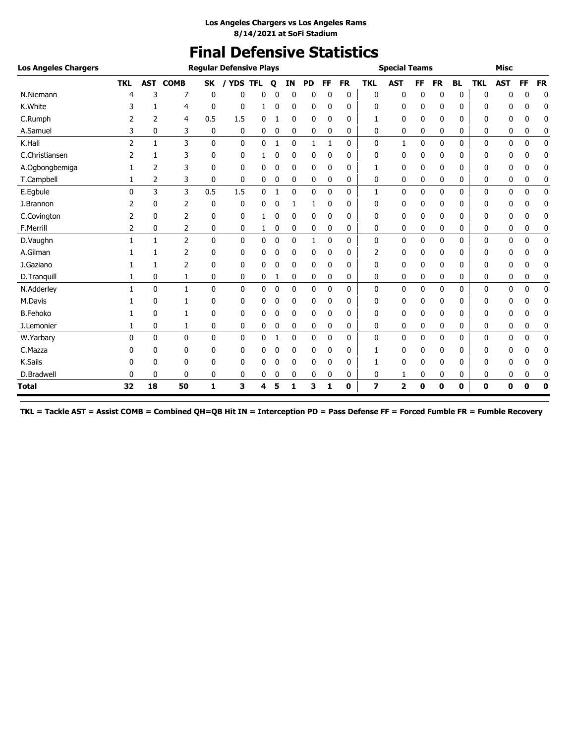**Los Angeles Chargers vs Los Angeles Rams**
**8/14/2021 at SoFi Stadium**

# Final Defensive Statistics

| Los Angeles Chargers | Regular Defensive Plays | | | | | | | | | | | Special Teams | | | | | | Misc | | | |
|---|---|---|---|---|---|---|---|---|---|---|---|---|---|---|---|---|---|---|---|---|---|
| | TKL | AST | COMB | SK | / YDS | TFL | Q | IN | PD | FF | FR | TKL | AST | FF | FR | BL | TKL | AST | FF | FR |
| N.Niemann | 4 | 3 | 7 | 0 | 0 | 0 | 0 | 0 | 0 | 0 | 0 | 0 | 0 | 0 | 0 | 0 | 0 | 0 | 0 | 0 |
| K.White | 3 | 1 | 4 | 0 | 0 | 1 | 0 | 0 | 0 | 0 | 0 | 0 | 0 | 0 | 0 | 0 | 0 | 0 | 0 | 0 |
| C.Rumph | 2 | 2 | 4 | 0.5 | 1.5 | 0 | 1 | 0 | 0 | 0 | 0 | 1 | 0 | 0 | 0 | 0 | 0 | 0 | 0 | 0 |
| A.Samuel | 3 | 0 | 3 | 0 | 0 | 0 | 0 | 0 | 0 | 0 | 0 | 0 | 0 | 0 | 0 | 0 | 0 | 0 | 0 | 0 |
| K.Hall | 2 | 1 | 3 | 0 | 0 | 0 | 1 | 0 | 1 | 1 | 0 | 0 | 1 | 0 | 0 | 0 | 0 | 0 | 0 | 0 |
| C.Christiansen | 2 | 1 | 3 | 0 | 0 | 1 | 0 | 0 | 0 | 0 | 0 | 0 | 0 | 0 | 0 | 0 | 0 | 0 | 0 | 0 |
| A.Ogbongbemiga | 1 | 2 | 3 | 0 | 0 | 0 | 0 | 0 | 0 | 0 | 0 | 1 | 0 | 0 | 0 | 0 | 0 | 0 | 0 | 0 |
| T.Campbell | 1 | 2 | 3 | 0 | 0 | 0 | 0 | 0 | 0 | 0 | 0 | 0 | 0 | 0 | 0 | 0 | 0 | 0 | 0 | 0 |
| E.Egbule | 0 | 3 | 3 | 0.5 | 1.5 | 0 | 1 | 0 | 0 | 0 | 0 | 1 | 0 | 0 | 0 | 0 | 0 | 0 | 0 | 0 |
| J.Brannon | 2 | 0 | 2 | 0 | 0 | 0 | 0 | 1 | 1 | 0 | 0 | 0 | 0 | 0 | 0 | 0 | 0 | 0 | 0 | 0 |
| C.Covington | 2 | 0 | 2 | 0 | 0 | 1 | 0 | 0 | 0 | 0 | 0 | 0 | 0 | 0 | 0 | 0 | 0 | 0 | 0 | 0 |
| F.Merrill | 2 | 0 | 2 | 0 | 0 | 1 | 0 | 0 | 0 | 0 | 0 | 0 | 0 | 0 | 0 | 0 | 0 | 0 | 0 | 0 |
| D.Vaughn | 1 | 1 | 2 | 0 | 0 | 0 | 0 | 0 | 1 | 0 | 0 | 0 | 0 | 0 | 0 | 0 | 0 | 0 | 0 | 0 |
| A.Gilman | 1 | 1 | 2 | 0 | 0 | 0 | 0 | 0 | 0 | 0 | 0 | 2 | 0 | 0 | 0 | 0 | 0 | 0 | 0 | 0 |
| J.Gaziano | 1 | 1 | 2 | 0 | 0 | 0 | 0 | 0 | 0 | 0 | 0 | 0 | 0 | 0 | 0 | 0 | 0 | 0 | 0 | 0 |
| D.Tranquill | 1 | 0 | 1 | 0 | 0 | 0 | 1 | 0 | 0 | 0 | 0 | 0 | 0 | 0 | 0 | 0 | 0 | 0 | 0 | 0 |
| N.Adderley | 1 | 0 | 1 | 0 | 0 | 0 | 0 | 0 | 0 | 0 | 0 | 0 | 0 | 0 | 0 | 0 | 0 | 0 | 0 | 0 |
| M.Davis | 1 | 0 | 1 | 0 | 0 | 0 | 0 | 0 | 0 | 0 | 0 | 0 | 0 | 0 | 0 | 0 | 0 | 0 | 0 | 0 |
| B.Fehoko | 1 | 0 | 1 | 0 | 0 | 0 | 0 | 0 | 0 | 0 | 0 | 0 | 0 | 0 | 0 | 0 | 0 | 0 | 0 | 0 |
| J.Lemonier | 1 | 0 | 1 | 0 | 0 | 0 | 0 | 0 | 0 | 0 | 0 | 0 | 0 | 0 | 0 | 0 | 0 | 0 | 0 | 0 |
| W.Yarbary | 0 | 0 | 0 | 0 | 0 | 0 | 1 | 0 | 0 | 0 | 0 | 0 | 0 | 0 | 0 | 0 | 0 | 0 | 0 | 0 |
| C.Mazza | 0 | 0 | 0 | 0 | 0 | 0 | 0 | 0 | 0 | 0 | 0 | 1 | 0 | 0 | 0 | 0 | 0 | 0 | 0 | 0 |
| K.Sails | 0 | 0 | 0 | 0 | 0 | 0 | 0 | 0 | 0 | 0 | 0 | 1 | 0 | 0 | 0 | 0 | 0 | 0 | 0 | 0 |
| D.Bradwell | 0 | 0 | 0 | 0 | 0 | 0 | 0 | 0 | 0 | 0 | 0 | 0 | 1 | 0 | 0 | 0 | 0 | 0 | 0 | 0 |
| **Total** | **32** | **18** | **50** | **1** | **3** | **4** | **5** | **1** | **3** | **1** | **0** | **7** | **2** | **0** | **0** | **0** | **0** | **0** | **0** | **0** |

**TKL = Tackle AST = Assist COMB = Combined QH=QB Hit IN = Interception PD = Pass Defense FF = Forced Fumble FR = Fumble Recovery**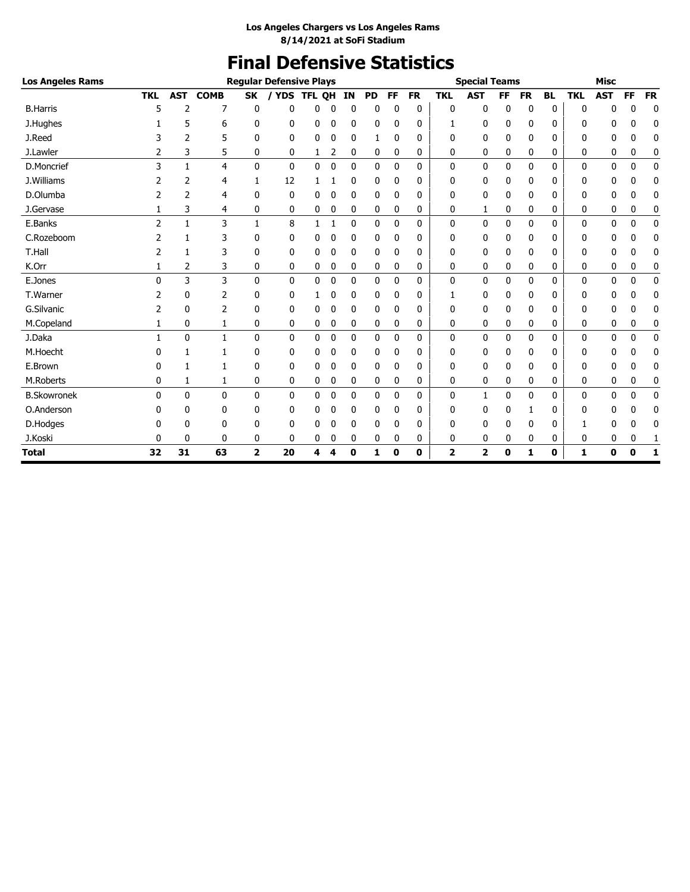**Los Angeles Chargers vs Los Angeles Rams**
**8/14/2021 at SoFi Stadium**

# Final Defensive Statistics

| Los Angeles Rams | Regular Defensive Plays | | | | | | | | | | | Special Teams | | | | | Misc | | | |
|---|---|---|---|---|---|---|---|---|---|---|---|---|---|---|---|---|---|---|---|---|
| | TKL | AST | COMB | SK | / YDS | TFL | QH | IN | PD | FF | FR | TKL | AST | FF | FR | BL | TKL | AST | FF | FR |
| B.Harris | 5 | 2 | 7 | 0 | 0 | 0 | 0 | 0 | 0 | 0 | 0 | 0 | 0 | 0 | 0 | 0 | 0 | 0 | 0 | 0 |
| J.Hughes | 1 | 5 | 6 | 0 | 0 | 0 | 0 | 0 | 0 | 0 | 0 | 1 | 0 | 0 | 0 | 0 | 0 | 0 | 0 | 0 |
| J.Reed | 3 | 2 | 5 | 0 | 0 | 0 | 0 | 0 | 1 | 0 | 0 | 0 | 0 | 0 | 0 | 0 | 0 | 0 | 0 | 0 |
| J.Lawler | 2 | 3 | 5 | 0 | 0 | 1 | 2 | 0 | 0 | 0 | 0 | 0 | 0 | 0 | 0 | 0 | 0 | 0 | 0 | 0 |
| D.Moncrief | 3 | 1 | 4 | 0 | 0 | 0 | 0 | 0 | 0 | 0 | 0 | 0 | 0 | 0 | 0 | 0 | 0 | 0 | 0 | 0 |
| J.Williams | 2 | 2 | 4 | 1 | 12 | 1 | 1 | 0 | 0 | 0 | 0 | 0 | 0 | 0 | 0 | 0 | 0 | 0 | 0 | 0 |
| D.Olumba | 2 | 2 | 4 | 0 | 0 | 0 | 0 | 0 | 0 | 0 | 0 | 0 | 0 | 0 | 0 | 0 | 0 | 0 | 0 | 0 |
| J.Gervase | 1 | 3 | 4 | 0 | 0 | 0 | 0 | 0 | 0 | 0 | 0 | 0 | 1 | 0 | 0 | 0 | 0 | 0 | 0 | 0 |
| E.Banks | 2 | 1 | 3 | 1 | 8 | 1 | 1 | 0 | 0 | 0 | 0 | 0 | 0 | 0 | 0 | 0 | 0 | 0 | 0 | 0 |
| C.Rozeboom | 2 | 1 | 3 | 0 | 0 | 0 | 0 | 0 | 0 | 0 | 0 | 0 | 0 | 0 | 0 | 0 | 0 | 0 | 0 | 0 |
| T.Hall | 2 | 1 | 3 | 0 | 0 | 0 | 0 | 0 | 0 | 0 | 0 | 0 | 0 | 0 | 0 | 0 | 0 | 0 | 0 | 0 |
| K.Orr | 1 | 2 | 3 | 0 | 0 | 0 | 0 | 0 | 0 | 0 | 0 | 0 | 0 | 0 | 0 | 0 | 0 | 0 | 0 | 0 |
| E.Jones | 0 | 3 | 3 | 0 | 0 | 0 | 0 | 0 | 0 | 0 | 0 | 0 | 0 | 0 | 0 | 0 | 0 | 0 | 0 | 0 |
| T.Warner | 2 | 0 | 2 | 0 | 0 | 1 | 0 | 0 | 0 | 0 | 0 | 1 | 0 | 0 | 0 | 0 | 0 | 0 | 0 | 0 |
| G.Silvanic | 2 | 0 | 2 | 0 | 0 | 0 | 0 | 0 | 0 | 0 | 0 | 0 | 0 | 0 | 0 | 0 | 0 | 0 | 0 | 0 |
| M.Copeland | 1 | 0 | 1 | 0 | 0 | 0 | 0 | 0 | 0 | 0 | 0 | 0 | 0 | 0 | 0 | 0 | 0 | 0 | 0 | 0 |
| J.Daka | 1 | 0 | 1 | 0 | 0 | 0 | 0 | 0 | 0 | 0 | 0 | 0 | 0 | 0 | 0 | 0 | 0 | 0 | 0 | 0 |
| M.Hoecht | 0 | 1 | 1 | 0 | 0 | 0 | 0 | 0 | 0 | 0 | 0 | 0 | 0 | 0 | 0 | 0 | 0 | 0 | 0 | 0 |
| E.Brown | 0 | 1 | 1 | 0 | 0 | 0 | 0 | 0 | 0 | 0 | 0 | 0 | 0 | 0 | 0 | 0 | 0 | 0 | 0 | 0 |
| M.Roberts | 0 | 1 | 1 | 0 | 0 | 0 | 0 | 0 | 0 | 0 | 0 | 0 | 0 | 0 | 0 | 0 | 0 | 0 | 0 | 0 |
| B.Skowronek | 0 | 0 | 0 | 0 | 0 | 0 | 0 | 0 | 0 | 0 | 0 | 0 | 1 | 0 | 0 | 0 | 0 | 0 | 0 | 0 |
| O.Anderson | 0 | 0 | 0 | 0 | 0 | 0 | 0 | 0 | 0 | 0 | 0 | 0 | 0 | 0 | 1 | 0 | 0 | 0 | 0 | 0 |
| D.Hodges | 0 | 0 | 0 | 0 | 0 | 0 | 0 | 0 | 0 | 0 | 0 | 0 | 0 | 0 | 0 | 0 | 1 | 0 | 0 | 0 |
| J.Koski | 0 | 0 | 0 | 0 | 0 | 0 | 0 | 0 | 0 | 0 | 0 | 0 | 0 | 0 | 0 | 0 | 0 | 0 | 0 | 1 |
| **Total** | **32** | **31** | **63** | **2** | **20** | **4** | **4** | **0** | **1** | **0** | **0** | **2** | **2** | **0** | **1** | **0** | **1** | **0** | **0** | **1** |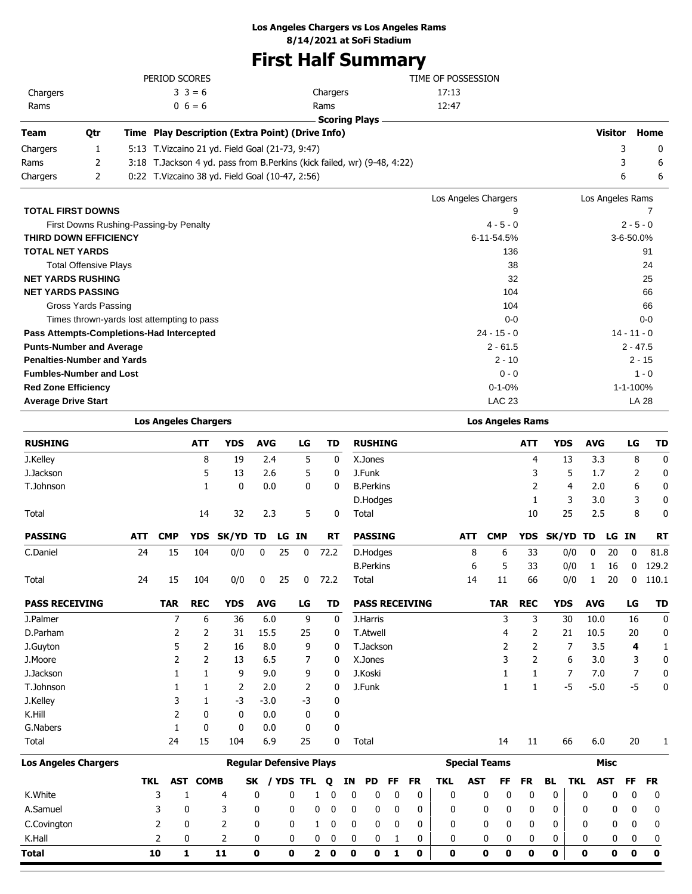**Los Angeles Chargers vs Los Angeles Rams**
**8/14/2021 at SoFi Stadium**

# First Half Summary

| PERIOD SCORES | | TIME OF POSSESSION | |
|---|---|---|---|
| Chargers | 3 3 = 6 | Chargers | 17:13 |
| Rams | 0 6 = 6 | Rams | 12:47 |

**Scoring Plays**

| Team | Qtr | Time | Play Description (Extra Point) (Drive Info) | Visitor | Home |
|---|---|---|---|---|---|
| Chargers | 1 | 5:13 | T.Vizcaino 21 yd. Field Goal (21-73, 9:47) | 3 | 0 |
| Rams | 2 | 3:18 | T.Jackson 4 yd. pass from B.Perkins (kick failed, wr) (9-48, 4:22) | 3 | 6 |
| Chargers | 2 | 0:22 | T.Vizcaino 38 yd. Field Goal (10-47, 2:56) | 6 | 6 |

| | Los Angeles Chargers | Los Angeles Rams |
|---|---|---|
| **TOTAL FIRST DOWNS** | 9 | 7 |
| First Downs Rushing-Passing-by Penalty | 4 - 5 - 0 | 2 - 5 - 0 |
| **THIRD DOWN EFFICIENCY** | 6-11-54.5% | 3-6-50.0% |
| **TOTAL NET YARDS** | 136 | 91 |
| Total Offensive Plays | 38 | 24 |
| **NET YARDS RUSHING** | 32 | 25 |
| **NET YARDS PASSING** | 104 | 66 |
| Gross Yards Passing | 104 | 66 |
| Times thrown-yards lost attempting to pass | 0-0 | 0-0 |
| **Pass Attempts-Completions-Had Intercepted** | 24 - 15 - 0 | 14 - 11 - 0 |
| **Punts-Number and Average** | 2 - 61.5 | 2 - 47.5 |
| **Penalties-Number and Yards** | 2 - 10 | 2 - 15 |
| **Fumbles-Number and Lost** | 0 - 0 | 1 - 0 |
| **Red Zone Efficiency** | 0-1-0% | 1-1-100% |
| **Average Drive Start** | LAC 23 | LA 28 |

## Los Angeles Chargers

| RUSHING | ATT | YDS | AVG | LG | TD |
|---|---|---|---|---|---|
| J.Kelley | 8 | 19 | 2.4 | 5 | 0 |
| J.Jackson | 5 | 13 | 2.6 | 5 | 0 |
| T.Johnson | 1 | 0 | 0.0 | 0 | 0 |
| Total | 14 | 32 | 2.3 | 5 | 0 |

| PASSING | ATT | CMP | YDS | SK/YD | TD | LG | IN | RT |
|---|---|---|---|---|---|---|---|---|
| C.Daniel | 24 | 15 | 104 | 0/0 | 0 | 25 | 0 | 72.2 |
| Total | 24 | 15 | 104 | 0/0 | 0 | 25 | 0 | 72.2 |

| PASS RECEIVING | TAR | REC | YDS | AVG | LG | TD |
|---|---|---|---|---|---|---|
| J.Palmer | 7 | 6 | 36 | 6.0 | 9 | 0 |
| D.Parham | 2 | 2 | 31 | 15.5 | 25 | 0 |
| J.Guyton | 5 | 2 | 16 | 8.0 | 9 | 0 |
| J.Moore | 2 | 2 | 13 | 6.5 | 7 | 0 |
| J.Jackson | 1 | 1 | 9 | 9.0 | 9 | 0 |
| T.Johnson | 1 | 1 | 2 | 2.0 | 2 | 0 |
| J.Kelley | 3 | 1 | -3 | -3.0 | -3 | 0 |
| K.Hill | 2 | 0 | 0 | 0.0 | 0 | 0 |
| G.Nabers | 1 | 0 | 0 | 0.0 | 0 | 0 |
| Total | 24 | 15 | 104 | 6.9 | 25 | 0 |

## Los Angeles Rams

| RUSHING | ATT | YDS | AVG | LG | TD |
|---|---|---|---|---|---|
| X.Jones | 4 | 13 | 3.3 | 8 | 0 |
| J.Funk | 3 | 5 | 1.7 | 2 | 0 |
| B.Perkins | 2 | 4 | 2.0 | 6 | 0 |
| D.Hodges | 1 | 3 | 3.0 | 3 | 0 |
| Total | 10 | 25 | 2.5 | 8 | 0 |

| PASSING | ATT | CMP | YDS | SK/YD | TD | LG | IN | RT |
|---|---|---|---|---|---|---|---|---|
| D.Hodges | 8 | 6 | 33 | 0/0 | 0 | 20 | 0 | 81.8 |
| B.Perkins | 6 | 5 | 33 | 0/0 | 1 | 16 | 0 | 129.2 |
| Total | 14 | 11 | 66 | 0/0 | 1 | 20 | 0 | 110.1 |

| PASS RECEIVING | TAR | REC | YDS | AVG | LG | TD |
|---|---|---|---|---|---|---|
| J.Harris | 3 | 3 | 30 | 10.0 | 16 | 0 |
| T.Atwell | 4 | 2 | 21 | 10.5 | 20 | 0 |
| T.Jackson | 2 | 2 | 7 | 3.5 | **4** | 1 |
| X.Jones | 3 | 2 | 6 | 3.0 | 3 | 0 |
| J.Koski | 1 | 1 | 7 | 7.0 | 7 | 0 |
| J.Funk | 1 | 1 | -5 | -5.0 | -5 | 0 |
| Total | 14 | 11 | 66 | 6.0 | 20 | 1 |

## Los Angeles Chargers Defense

| | Regular Defensive Plays | | | | | | | | | | | Special Teams | | | | | Misc | | | |
|---|---|---|---|---|---|---|---|---|---|---|---|---|---|---|---|---|---|---|---|---|
| | TKL | AST | COMB | SK | / YDS | TFL | Q | IN | PD | FF | FR | TKL | AST | FF | FR | BL | TKL | AST | FF | FR |
| K.White | 3 | 1 | 4 | 0 | 0 | 1 | 0 | 0 | 0 | 0 | 0 | 0 | 0 | 0 | 0 | 0 | 0 | 0 | 0 | 0 |
| A.Samuel | 3 | 0 | 3 | 0 | 0 | 0 | 0 | 0 | 0 | 0 | 0 | 0 | 0 | 0 | 0 | 0 | 0 | 0 | 0 | 0 |
| C.Covington | 2 | 0 | 2 | 0 | 0 | 1 | 0 | 0 | 0 | 0 | 0 | 0 | 0 | 0 | 0 | 0 | 0 | 0 | 0 | 0 |
| K.Hall | 2 | 0 | 2 | 0 | 0 | 0 | 0 | 0 | 0 | 1 | 0 | 0 | 0 | 0 | 0 | 0 | 0 | 0 | 0 | 0 |
| **Total** | **10** | **1** | **11** | **0** | **0** | **2** | **0** | **0** | **0** | **1** | **0** | **0** | **0** | **0** | **0** | **0** | **0** | **0** | **0** | **0** |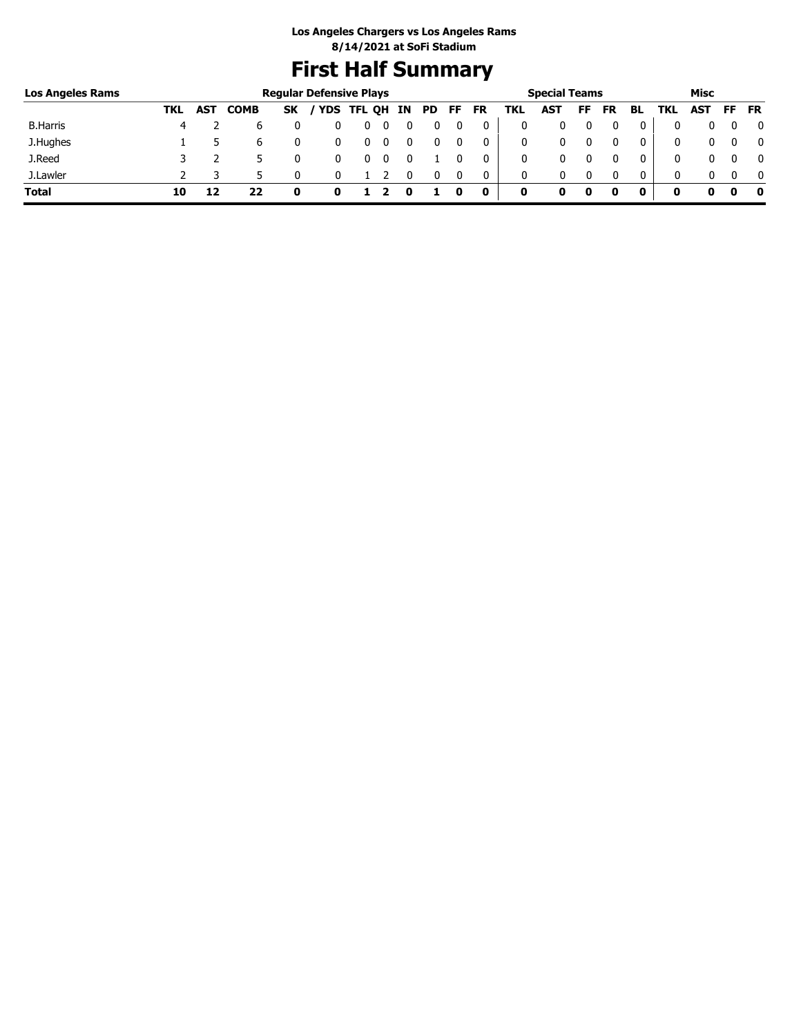**Los Angeles Chargers vs Los Angeles Rams**
**8/14/2021 at SoFi Stadium**

# First Half Summary

| Los Angeles Rams | Regular Defensive Plays | | | | | | | | | | | Special Teams | | | | | Misc | | | |
|---|---|---|---|---|---|---|---|---|---|---|---|---|---|---|---|---|---|---|---|---|
| | TKL | AST | COMB | SK | / YDS | TFL | QH | IN | PD | FF | FR | TKL | AST | FF | FR | BL | TKL | AST | FF | FR |
| B.Harris | 4 | 2 | 6 | 0 | 0 | 0 | 0 | 0 | 0 | 0 | 0 | 0 | 0 | 0 | 0 | 0 | 0 | 0 | 0 | 0 |
| J.Hughes | 1 | 5 | 6 | 0 | 0 | 0 | 0 | 0 | 0 | 0 | 0 | 0 | 0 | 0 | 0 | 0 | 0 | 0 | 0 | 0 |
| J.Reed | 3 | 2 | 5 | 0 | 0 | 0 | 0 | 0 | 1 | 0 | 0 | 0 | 0 | 0 | 0 | 0 | 0 | 0 | 0 | 0 |
| J.Lawler | 2 | 3 | 5 | 0 | 0 | 1 | 2 | 0 | 0 | 0 | 0 | 0 | 0 | 0 | 0 | 0 | 0 | 0 | 0 | 0 |
| **Total** | **10** | **12** | **22** | **0** | **0** | **1** | **2** | **0** | **1** | **0** | **0** | **0** | **0** | **0** | **0** | **0** | **0** | **0** | **0** | **0** |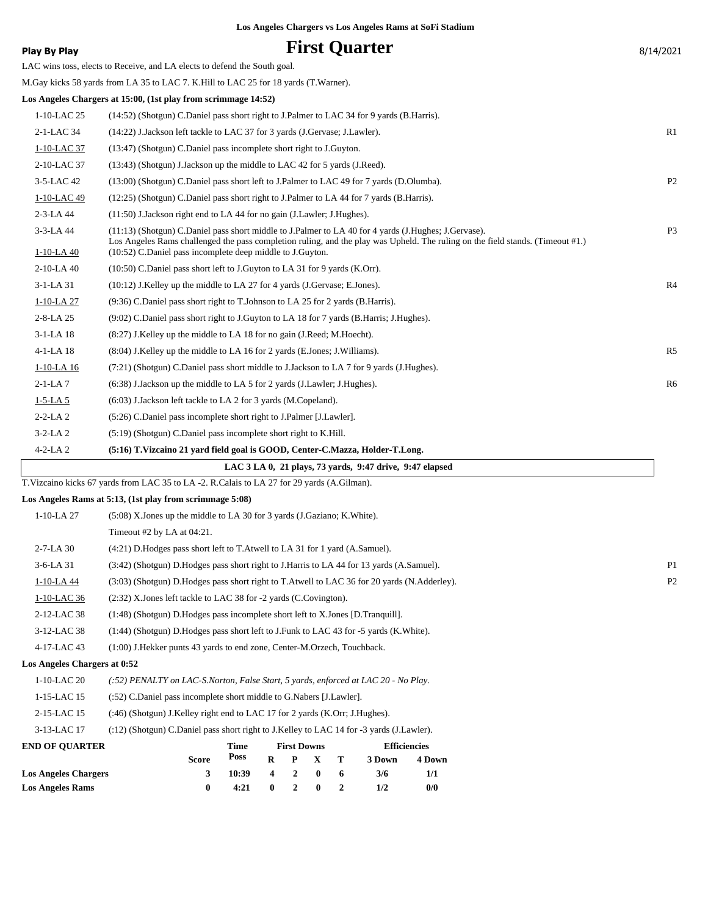Los Angeles Chargers vs Los Angeles Rams at SoFi Stadium

**Play By Play**

# First Quarter

8/14/2021

LAC wins toss, elects to Receive, and LA elects to defend the South goal.

M.Gay kicks 58 yards from LA 35 to LAC 7. K.Hill to LAC 25 for 18 yards (T.Warner).

**Los Angeles Chargers at 15:00, (1st play from scrimmage 14:52)**

| | | |
|---|---|---|
| 1-10-LAC 25 | (14:52) (Shotgun) C.Daniel pass short right to J.Palmer to LAC 34 for 9 yards (B.Harris). | |
| 2-1-LAC 34 | (14:22) J.Jackson left tackle to LAC 37 for 3 yards (J.Gervase; J.Lawler). | R1 |
| 1-10-LAC 37 | (13:47) (Shotgun) C.Daniel pass incomplete short right to J.Guyton. | |
| 2-10-LAC 37 | (13:43) (Shotgun) J.Jackson up the middle to LAC 42 for 5 yards (J.Reed). | |
| 3-5-LAC 42 | (13:00) (Shotgun) C.Daniel pass short left to J.Palmer to LAC 49 for 7 yards (D.Olumba). | P2 |
| 1-10-LAC 49 | (12:25) (Shotgun) C.Daniel pass short right to J.Palmer to LA 44 for 7 yards (B.Harris). | |
| 2-3-LA 44 | (11:50) J.Jackson right end to LA 44 for no gain (J.Lawler; J.Hughes). | |
| 3-3-LA 44 | (11:13) (Shotgun) C.Daniel pass short middle to J.Palmer to LA 40 for 4 yards (J.Hughes; J.Gervase). Los Angeles Rams challenged the pass completion ruling, and the play was Upheld. The ruling on the field stands. (Timeout #1.) | P3 |
| 1-10-LA 40 | (10:52) C.Daniel pass incomplete deep middle to J.Guyton. | |
| 2-10-LA 40 | (10:50) C.Daniel pass short left to J.Guyton to LA 31 for 9 yards (K.Orr). | |
| 3-1-LA 31 | (10:12) J.Kelley up the middle to LA 27 for 4 yards (J.Gervase; E.Jones). | R4 |
| 1-10-LA 27 | (9:36) C.Daniel pass short right to T.Johnson to LA 25 for 2 yards (B.Harris). | |
| 2-8-LA 25 | (9:02) C.Daniel pass short right to J.Guyton to LA 18 for 7 yards (B.Harris; J.Hughes). | |
| 3-1-LA 18 | (8:27) J.Kelley up the middle to LA 18 for no gain (J.Reed; M.Hoecht). | |
| 4-1-LA 18 | (8:04) J.Kelley up the middle to LA 16 for 2 yards (E.Jones; J.Williams). | R5 |
| 1-10-LA 16 | (7:21) (Shotgun) C.Daniel pass short middle to J.Jackson to LA 7 for 9 yards (J.Hughes). | |
| 2-1-LA 7 | (6:38) J.Jackson up the middle to LA 5 for 2 yards (J.Lawler; J.Hughes). | R6 |
| 1-5-LA 5 | (6:03) J.Jackson left tackle to LA 2 for 3 yards (M.Copeland). | |
| 2-2-LA 2 | (5:26) C.Daniel pass incomplete short right to J.Palmer [J.Lawler]. | |
| 3-2-LA 2 | (5:19) (Shotgun) C.Daniel pass incomplete short right to K.Hill. | |
| 4-2-LA 2 | **(5:16) T.Vizcaino 21 yard field goal is GOOD, Center-C.Mazza, Holder-T.Long.** | |

**LAC 3 LA 0, 21 plays, 73 yards, 9:47 drive, 9:47 elapsed**

T.Vizcaino kicks 67 yards from LAC 35 to LA -2. R.Calais to LA 27 for 29 yards (A.Gilman).

**Los Angeles Rams at 5:13, (1st play from scrimmage 5:08)**

| | | |
|---|---|---|
| 1-10-LA 27 | (5:08) X.Jones up the middle to LA 30 for 3 yards (J.Gaziano; K.White). | |
| | Timeout #2 by LA at 04:21. | |
| 2-7-LA 30 | (4:21) D.Hodges pass short left to T.Atwell to LA 31 for 1 yard (A.Samuel). | |
| 3-6-LA 31 | (3:42) (Shotgun) D.Hodges pass short right to J.Harris to LA 44 for 13 yards (A.Samuel). | P1 |
| 1-10-LA 44 | (3:03) (Shotgun) D.Hodges pass short right to T.Atwell to LAC 36 for 20 yards (N.Adderley). | P2 |
| 1-10-LAC 36 | (2:32) X.Jones left tackle to LAC 38 for -2 yards (C.Covington). | |
| 2-12-LAC 38 | (1:48) (Shotgun) D.Hodges pass incomplete short left to X.Jones [D.Tranquill]. | |
| 3-12-LAC 38 | (1:44) (Shotgun) D.Hodges pass short left to J.Funk to LAC 43 for -5 yards (K.White). | |
| 4-17-LAC 43 | (1:00) J.Hekker punts 43 yards to end zone, Center-M.Orzech, Touchback. | |

**Los Angeles Chargers at 0:52**

| | | |
|---|---|---|
| 1-10-LAC 20 | *(:52) PENALTY on LAC-S.Norton, False Start, 5 yards, enforced at LAC 20 - No Play.* | |
| 1-15-LAC 15 | (:52) C.Daniel pass incomplete short middle to G.Nabers [J.Lawler]. | |
| 2-15-LAC 15 | (:46) (Shotgun) J.Kelley right end to LAC 17 for 2 yards (K.Orr; J.Hughes). | |
| 3-13-LAC 17 | (:12) (Shotgun) C.Daniel pass short right to J.Kelley to LAC 14 for -3 yards (J.Lawler). | |

| END OF QUARTER | Score | Time Poss | First Downs R | P | X | T | Efficiencies 3 Down | 4 Down |
|---|---|---|---|---|---|---|---|---|
| Los Angeles Chargers | 3 | 10:39 | 4 | 2 | 0 | 6 | 3/6 | 1/1 |
| Los Angeles Rams | 0 | 4:21 | 0 | 2 | 0 | 2 | 1/2 | 0/0 |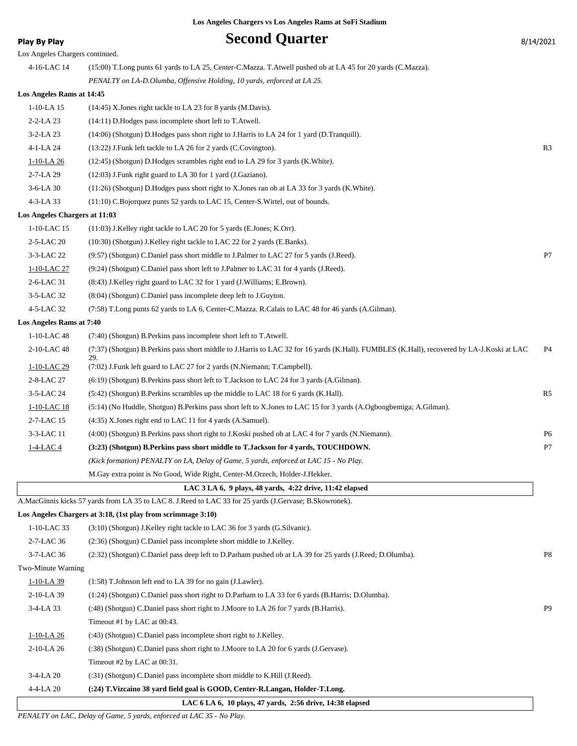Los Angeles Chargers vs Los Angeles Rams at SoFi Stadium

**Play By Play**

# Second Quarter

8/14/2021

Los Angeles Chargers continued.

| | | |
|---|---|---|
| 4-16-LAC 14 | (15:00) T.Long punts 61 yards to LA 25, Center-C.Mazza. T.Atwell pushed ob at LA 45 for 20 yards (C.Mazza). | |
| | *PENALTY on LA-D.Olumba, Offensive Holding, 10 yards, enforced at LA 25.* | |

**Los Angeles Rams at 14:45**

| | | |
|---|---|---|
| 1-10-LA 15 | (14:45) X.Jones right tackle to LA 23 for 8 yards (M.Davis). | |
| 2-2-LA 23 | (14:11) D.Hodges pass incomplete short left to T.Atwell. | |
| 3-2-LA 23 | (14:06) (Shotgun) D.Hodges pass short right to J.Harris to LA 24 for 1 yard (D.Tranquill). | |
| 4-1-LA 24 | (13:22) J.Funk left tackle to LA 26 for 2 yards (C.Covington). | R3 |
| 1-10-LA 26 | (12:45) (Shotgun) D.Hodges scrambles right end to LA 29 for 3 yards (K.White). | |
| 2-7-LA 29 | (12:03) J.Funk right guard to LA 30 for 1 yard (J.Gaziano). | |
| 3-6-LA 30 | (11:26) (Shotgun) D.Hodges pass short right to X.Jones ran ob at LA 33 for 3 yards (K.White). | |
| 4-3-LA 33 | (11:10) C.Bojorquez punts 52 yards to LAC 15, Center-S.Wirtel, out of bounds. | |

**Los Angeles Chargers at 11:03**

| | | |
|---|---|---|
| 1-10-LAC 15 | (11:03) J.Kelley right tackle to LAC 20 for 5 yards (E.Jones; K.Orr). | |
| 2-5-LAC 20 | (10:30) (Shotgun) J.Kelley right tackle to LAC 22 for 2 yards (E.Banks). | |
| 3-3-LAC 22 | (9:57) (Shotgun) C.Daniel pass short middle to J.Palmer to LAC 27 for 5 yards (J.Reed). | P7 |
| 1-10-LAC 27 | (9:24) (Shotgun) C.Daniel pass short left to J.Palmer to LAC 31 for 4 yards (J.Reed). | |
| 2-6-LAC 31 | (8:43) J.Kelley right guard to LAC 32 for 1 yard (J.Williams; E.Brown). | |
| 3-5-LAC 32 | (8:04) (Shotgun) C.Daniel pass incomplete deep left to J.Guyton. | |
| 4-5-LAC 32 | (7:58) T.Long punts 62 yards to LA 6, Center-C.Mazza. R.Calais to LAC 48 for 46 yards (A.Gilman). | |

**Los Angeles Rams at 7:40**

| | | |
|---|---|---|
| 1-10-LAC 48 | (7:40) (Shotgun) B.Perkins pass incomplete short left to T.Atwell. | |
| 2-10-LAC 48 | (7:37) (Shotgun) B.Perkins pass short middle to J.Harris to LAC 32 for 16 yards (K.Hall). FUMBLES (K.Hall), recovered by LA-J.Koski at LAC 29. | P4 |
| 1-10-LAC 29 | (7:02) J.Funk left guard to LAC 27 for 2 yards (N.Niemann; T.Campbell). | |
| 2-8-LAC 27 | (6:19) (Shotgun) B.Perkins pass short left to T.Jackson to LAC 24 for 3 yards (A.Gilman). | |
| 3-5-LAC 24 | (5:42) (Shotgun) B.Perkins scrambles up the middle to LAC 18 for 6 yards (K.Hall). | R5 |
| 1-10-LAC 18 | (5:14) (No Huddle, Shotgun) B.Perkins pass short left to X.Jones to LAC 15 for 3 yards (A.Ogbongbemiga; A.Gilman). | |
| 2-7-LAC 15 | (4:35) X.Jones right end to LAC 11 for 4 yards (A.Samuel). | |
| 3-3-LAC 11 | (4:00) (Shotgun) B.Perkins pass short right to J.Koski pushed ob at LAC 4 for 7 yards (N.Niemann). | P6 |
| 1-4-LAC 4 | **(3:23) (Shotgun) B.Perkins pass short middle to T.Jackson for 4 yards, TOUCHDOWN.** | P7 |
| | *(Kick formation) PENALTY on LA, Delay of Game, 5 yards, enforced at LAC 15 - No Play.* | |
| | M.Gay extra point is No Good, Wide Right, Center-M.Orzech, Holder-J.Hekker. | |

**LAC 3 LA 6, 9 plays, 48 yards, 4:22 drive, 11:42 elapsed**

A.MacGinnis kicks 57 yards from LA 35 to LAC 8. J.Reed to LAC 33 for 25 yards (J.Gervase; B.Skowronek).

**Los Angeles Chargers at 3:18, (1st play from scrimmage 3:10)**

| | | |
|---|---|---|
| 1-10-LAC 33 | (3:10) (Shotgun) J.Kelley right tackle to LAC 36 for 3 yards (G.Silvanic). | |
| 2-7-LAC 36 | (2:36) (Shotgun) C.Daniel pass incomplete short middle to J.Kelley. | |
| 3-7-LAC 36 | (2:32) (Shotgun) C.Daniel pass deep left to D.Parham pushed ob at LA 39 for 25 yards (J.Reed; D.Olumba). | P8 |
| Two-Minute Warning | | |
| 1-10-LA 39 | (1:58) T.Johnson left end to LA 39 for no gain (J.Lawler). | |
| 2-10-LA 39 | (1:24) (Shotgun) C.Daniel pass short right to D.Parham to LA 33 for 6 yards (B.Harris; D.Olumba). | |
| 3-4-LA 33 | (:48) (Shotgun) C.Daniel pass short right to J.Moore to LA 26 for 7 yards (B.Harris). | P9 |
| | Timeout #1 by LAC at 00:43. | |
| 1-10-LA 26 | (:43) (Shotgun) C.Daniel pass incomplete short right to J.Kelley. | |
| 2-10-LA 26 | (:38) (Shotgun) C.Daniel pass short right to J.Moore to LA 20 for 6 yards (J.Gervase). | |
| | Timeout #2 by LAC at 00:31. | |
| 3-4-LA 20 | (:31) (Shotgun) C.Daniel pass incomplete short middle to K.Hill (J.Reed). | |
| 4-4-LA 20 | **(:24) T.Vizcaino 38 yard field goal is GOOD, Center-R.Langan, Holder-T.Long.** | |

**LAC 6 LA 6, 10 plays, 47 yards, 2:56 drive, 14:38 elapsed**

*PENALTY on LAC, Delay of Game, 5 yards, enforced at LAC 35 - No Play.*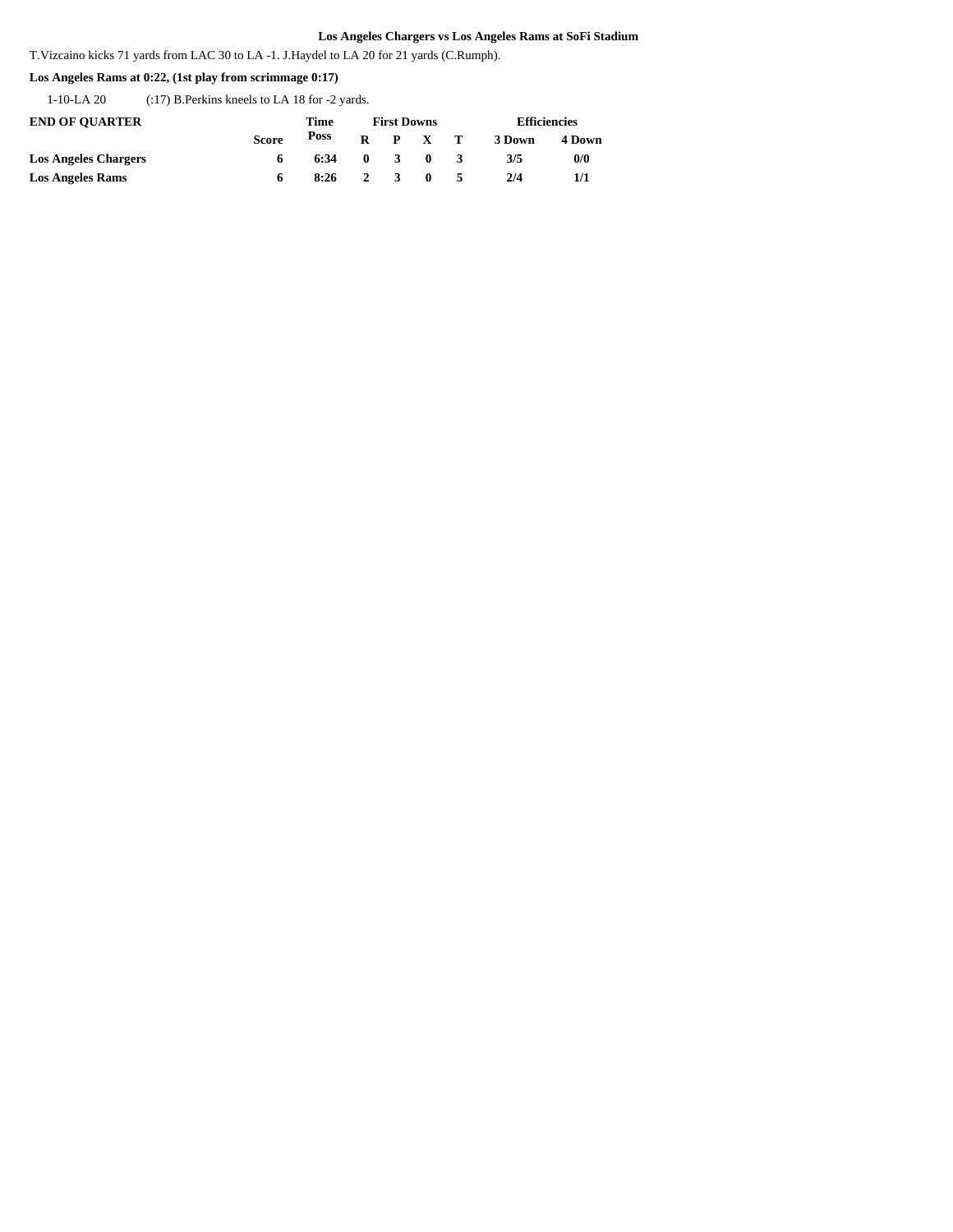**Los Angeles Chargers vs Los Angeles Rams at SoFi Stadium**

T.Vizcaino kicks 71 yards from LAC 30 to LA -1. J.Haydel to LA 20 for 21 yards (C.Rumph).

**Los Angeles Rams at 0:22, (1st play from scrimmage 0:17)**

| | |
|---|---|
| 1-10-LA 20 | (:17) B.Perkins kneels to LA 18 for -2 yards. |

| END OF QUARTER | | Time | First Downs | | | | Efficiencies | |
|---|---|---|---|---|---|---|---|---|
| | Score | Poss | R | P | X | T | 3 Down | 4 Down |
| **Los Angeles Chargers** | 6 | 6:34 | 0 | 3 | 0 | 3 | 3/5 | 0/0 |
| **Los Angeles Rams** | 6 | 8:26 | 2 | 3 | 0 | 5 | 2/4 | 1/1 |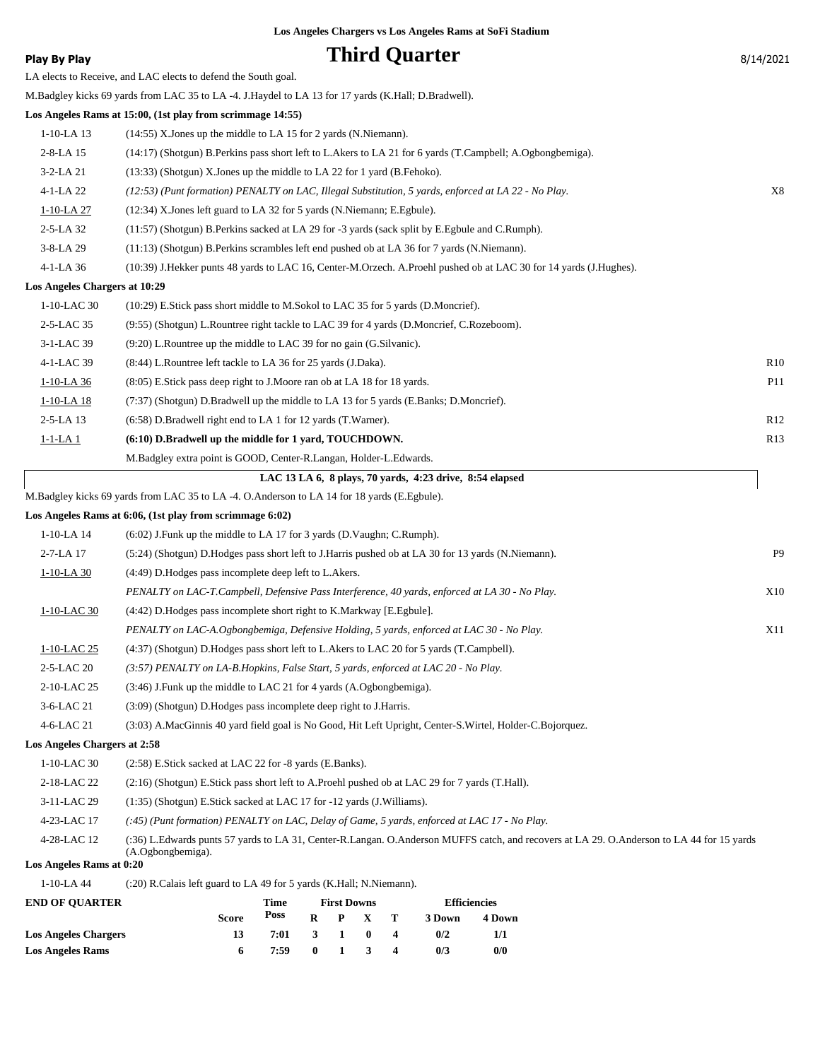Los Angeles Chargers vs Los Angeles Rams at SoFi Stadium

**Play By Play**

# Third Quarter

8/14/2021

LA elects to Receive, and LAC elects to defend the South goal.

M.Badgley kicks 69 yards from LAC 35 to LA -4. J.Haydel to LA 13 for 17 yards (K.Hall; D.Bradwell).

**Los Angeles Rams at 15:00, (1st play from scrimmage 14:55)**

| | | |
|---|---|---|
| 1-10-LA 13 | (14:55) X.Jones up the middle to LA 15 for 2 yards (N.Niemann). | |
| 2-8-LA 15 | (14:17) (Shotgun) B.Perkins pass short left to L.Akers to LA 21 for 6 yards (T.Campbell; A.Ogbongbemiga). | |
| 3-2-LA 21 | (13:33) (Shotgun) X.Jones up the middle to LA 22 for 1 yard (B.Fehoko). | |
| 4-1-LA 22 | *(12:53) (Punt formation) PENALTY on LAC, Illegal Substitution, 5 yards, enforced at LA 22 - No Play.* | X8 |
| 1-10-LA 27 | (12:34) X.Jones left guard to LA 32 for 5 yards (N.Niemann; E.Egbule). | |
| 2-5-LA 32 | (11:57) (Shotgun) B.Perkins sacked at LA 29 for -3 yards (sack split by E.Egbule and C.Rumph). | |
| 3-8-LA 29 | (11:13) (Shotgun) B.Perkins scrambles left end pushed ob at LA 36 for 7 yards (N.Niemann). | |
| 4-1-LA 36 | (10:39) J.Hekker punts 48 yards to LAC 16, Center-M.Orzech. A.Proehl pushed ob at LAC 30 for 14 yards (J.Hughes). | |

**Los Angeles Chargers at 10:29**

| | | |
|---|---|---|
| 1-10-LAC 30 | (10:29) E.Stick pass short middle to M.Sokol to LAC 35 for 5 yards (D.Moncrief). | |
| 2-5-LAC 35 | (9:55) (Shotgun) L.Rountree right tackle to LAC 39 for 4 yards (D.Moncrief, C.Rozeboom). | |
| 3-1-LAC 39 | (9:20) L.Rountree up the middle to LAC 39 for no gain (G.Silvanic). | |
| 4-1-LAC 39 | (8:44) L.Rountree left tackle to LA 36 for 25 yards (J.Daka). | R10 |
| 1-10-LA 36 | (8:05) E.Stick pass deep right to J.Moore ran ob at LA 18 for 18 yards. | P11 |
| 1-10-LA 18 | (7:37) (Shotgun) D.Bradwell up the middle to LA 13 for 5 yards (E.Banks; D.Moncrief). | |
| 2-5-LA 13 | (6:58) D.Bradwell right end to LA 1 for 12 yards (T.Warner). | R12 |
| 1-1-LA 1 | **(6:10) D.Bradwell up the middle for 1 yard, TOUCHDOWN.** | R13 |
| | M.Badgley extra point is GOOD, Center-R.Langan, Holder-L.Edwards. | |

**LAC 13 LA 6, 8 plays, 70 yards, 4:23 drive, 8:54 elapsed**

M.Badgley kicks 69 yards from LAC 35 to LA -4. O.Anderson to LA 14 for 18 yards (E.Egbule).

**Los Angeles Rams at 6:06, (1st play from scrimmage 6:02)**

| | | |
|---|---|---|
| 1-10-LA 14 | (6:02) J.Funk up the middle to LA 17 for 3 yards (D.Vaughn; C.Rumph). | |
| 2-7-LA 17 | (5:24) (Shotgun) D.Hodges pass short left to J.Harris pushed ob at LA 30 for 13 yards (N.Niemann). | P9 |
| 1-10-LA 30 | (4:49) D.Hodges pass incomplete deep left to L.Akers. | |
| | *PENALTY on LAC-T.Campbell, Defensive Pass Interference, 40 yards, enforced at LA 30 - No Play.* | X10 |
| 1-10-LAC 30 | (4:42) D.Hodges pass incomplete short right to K.Markway [E.Egbule]. | |
| | *PENALTY on LAC-A.Ogbongbemiga, Defensive Holding, 5 yards, enforced at LAC 30 - No Play.* | X11 |
| 1-10-LAC 25 | (4:37) (Shotgun) D.Hodges pass short left to L.Akers to LAC 20 for 5 yards (T.Campbell). | |
| 2-5-LAC 20 | *(3:57) PENALTY on LA-B.Hopkins, False Start, 5 yards, enforced at LAC 20 - No Play.* | |
| 2-10-LAC 25 | (3:46) J.Funk up the middle to LAC 21 for 4 yards (A.Ogbongbemiga). | |
| 3-6-LAC 21 | (3:09) (Shotgun) D.Hodges pass incomplete deep right to J.Harris. | |
| 4-6-LAC 21 | (3:03) A.MacGinnis 40 yard field goal is No Good, Hit Left Upright, Center-S.Wirtel, Holder-C.Bojorquez. | |

**Los Angeles Chargers at 2:58**

| | | |
|---|---|---|
| 1-10-LAC 30 | (2:58) E.Stick sacked at LAC 22 for -8 yards (E.Banks). | |
| 2-18-LAC 22 | (2:16) (Shotgun) E.Stick pass short left to A.Proehl pushed ob at LAC 29 for 7 yards (T.Hall). | |
| 3-11-LAC 29 | (1:35) (Shotgun) E.Stick sacked at LAC 17 for -12 yards (J.Williams). | |
| 4-23-LAC 17 | *(:45) (Punt formation) PENALTY on LAC, Delay of Game, 5 yards, enforced at LAC 17 - No Play.* | |
| 4-28-LAC 12 | (:36) L.Edwards punts 57 yards to LA 31, Center-R.Langan. O.Anderson MUFFS catch, and recovers at LA 29. O.Anderson to LA 44 for 15 yards (A.Ogbongbemiga). | |

**Los Angeles Rams at 0:20**

| | | |
|---|---|---|
| 1-10-LA 44 | (:20) R.Calais left guard to LA 49 for 5 yards (K.Hall; N.Niemann). | |

| END OF QUARTER | Score | Time Poss | First Downs R | P | X | T | Efficiencies 3 Down | 4 Down |
|---|---|---|---|---|---|---|---|---|
| Los Angeles Chargers | 13 | 7:01 | 3 | 1 | 0 | 4 | 0/2 | 1/1 |
| Los Angeles Rams | 6 | 7:59 | 0 | 1 | 3 | 4 | 0/3 | 0/0 |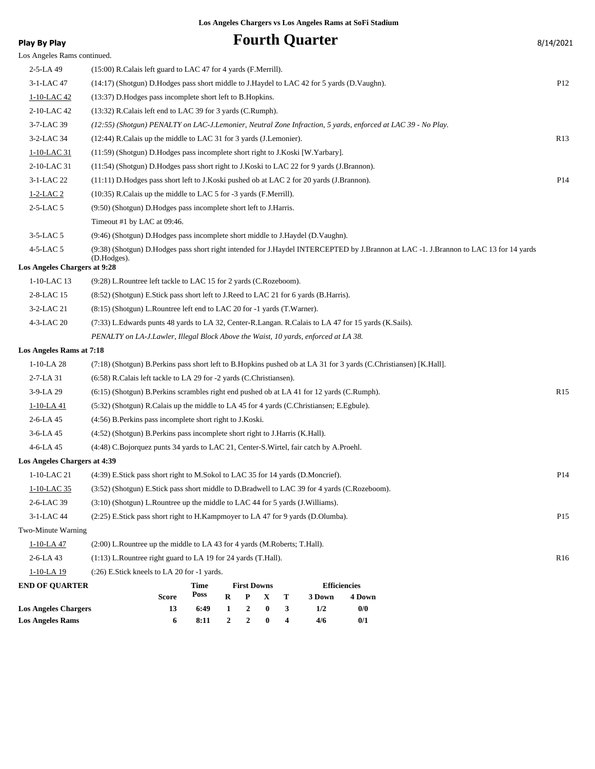**Los Angeles Chargers vs Los Angeles Rams at SoFi Stadium**

**Play By Play**

# Fourth Quarter

8/14/2021

Los Angeles Rams continued.

| | | |
|---|---|---|
| 2-5-LA 49 | (15:00) R.Calais left guard to LAC 47 for 4 yards (F.Merrill). | |
| 3-1-LAC 47 | (14:17) (Shotgun) D.Hodges pass short middle to J.Haydel to LAC 42 for 5 yards (D.Vaughn). | P12 |
| 1-10-LAC 42 | (13:37) D.Hodges pass incomplete short left to B.Hopkins. | |
| 2-10-LAC 42 | (13:32) R.Calais left end to LAC 39 for 3 yards (C.Rumph). | |
| 3-7-LAC 39 | *(12:55) (Shotgun) PENALTY on LAC-J.Lemonier, Neutral Zone Infraction, 5 yards, enforced at LAC 39 - No Play.* | |
| 3-2-LAC 34 | (12:44) R.Calais up the middle to LAC 31 for 3 yards (J.Lemonier). | R13 |
| 1-10-LAC 31 | (11:59) (Shotgun) D.Hodges pass incomplete short right to J.Koski [W.Yarbary]. | |
| 2-10-LAC 31 | (11:54) (Shotgun) D.Hodges pass short right to J.Koski to LAC 22 for 9 yards (J.Brannon). | |
| 3-1-LAC 22 | (11:11) D.Hodges pass short left to J.Koski pushed ob at LAC 2 for 20 yards (J.Brannon). | P14 |
| 1-2-LAC 2 | (10:35) R.Calais up the middle to LAC 5 for -3 yards (F.Merrill). | |
| 2-5-LAC 5 | (9:50) (Shotgun) D.Hodges pass incomplete short left to J.Harris. | |
| | Timeout #1 by LAC at 09:46. | |
| 3-5-LAC 5 | (9:46) (Shotgun) D.Hodges pass incomplete short middle to J.Haydel (D.Vaughn). | |
| 4-5-LAC 5 | (9:38) (Shotgun) D.Hodges pass short right intended for J.Haydel INTERCEPTED by J.Brannon at LAC -1. J.Brannon to LAC 13 for 14 yards (D.Hodges). | |

**Los Angeles Chargers at 9:28**

| | | |
|---|---|---|
| 1-10-LAC 13 | (9:28) L.Rountree left tackle to LAC 15 for 2 yards (C.Rozeboom). | |
| 2-8-LAC 15 | (8:52) (Shotgun) E.Stick pass short left to J.Reed to LAC 21 for 6 yards (B.Harris). | |
| 3-2-LAC 21 | (8:15) (Shotgun) L.Rountree left end to LAC 20 for -1 yards (T.Warner). | |
| 4-3-LAC 20 | (7:33) L.Edwards punts 48 yards to LA 32, Center-R.Langan. R.Calais to LA 47 for 15 yards (K.Sails). | |
| | *PENALTY on LA-J.Lawler, Illegal Block Above the Waist, 10 yards, enforced at LA 38.* | |

**Los Angeles Rams at 7:18**

| | | |
|---|---|---|
| 1-10-LA 28 | (7:18) (Shotgun) B.Perkins pass short left to B.Hopkins pushed ob at LA 31 for 3 yards (C.Christiansen) [K.Hall]. | |
| 2-7-LA 31 | (6:58) R.Calais left tackle to LA 29 for -2 yards (C.Christiansen). | |
| 3-9-LA 29 | (6:15) (Shotgun) B.Perkins scrambles right end pushed ob at LA 41 for 12 yards (C.Rumph). | R15 |
| 1-10-LA 41 | (5:32) (Shotgun) R.Calais up the middle to LA 45 for 4 yards (C.Christiansen; E.Egbule). | |
| 2-6-LA 45 | (4:56) B.Perkins pass incomplete short right to J.Koski. | |
| 3-6-LA 45 | (4:52) (Shotgun) B.Perkins pass incomplete short right to J.Harris (K.Hall). | |
| 4-6-LA 45 | (4:48) C.Bojorquez punts 34 yards to LAC 21, Center-S.Wirtel, fair catch by A.Proehl. | |

**Los Angeles Chargers at 4:39**

| | | |
|---|---|---|
| 1-10-LAC 21 | (4:39) E.Stick pass short right to M.Sokol to LAC 35 for 14 yards (D.Moncrief). | P14 |
| 1-10-LAC 35 | (3:52) (Shotgun) E.Stick pass short middle to D.Bradwell to LAC 39 for 4 yards (C.Rozeboom). | |
| 2-6-LAC 39 | (3:10) (Shotgun) L.Rountree up the middle to LAC 44 for 5 yards (J.Williams). | |
| 3-1-LAC 44 | (2:25) E.Stick pass short right to H.Kampmoyer to LA 47 for 9 yards (D.Olumba). | P15 |
| Two-Minute Warning | | |
| 1-10-LA 47 | (2:00) L.Rountree up the middle to LA 43 for 4 yards (M.Roberts; T.Hall). | |
| 2-6-LA 43 | (1:13) L.Rountree right guard to LA 19 for 24 yards (T.Hall). | R16 |
| 1-10-LA 19 | (:26) E.Stick kneels to LA 20 for -1 yards. | |

| END OF QUARTER | Score | Time Poss | First Downs R | P | X | T | Efficiencies 3 Down | 4 Down |
|---|---|---|---|---|---|---|---|---|
| **Los Angeles Chargers** | 13 | 6:49 | 1 | 2 | 0 | 3 | 1/2 | 0/0 |
| **Los Angeles Rams** | 6 | 8:11 | 2 | 2 | 0 | 4 | 4/6 | 0/1 |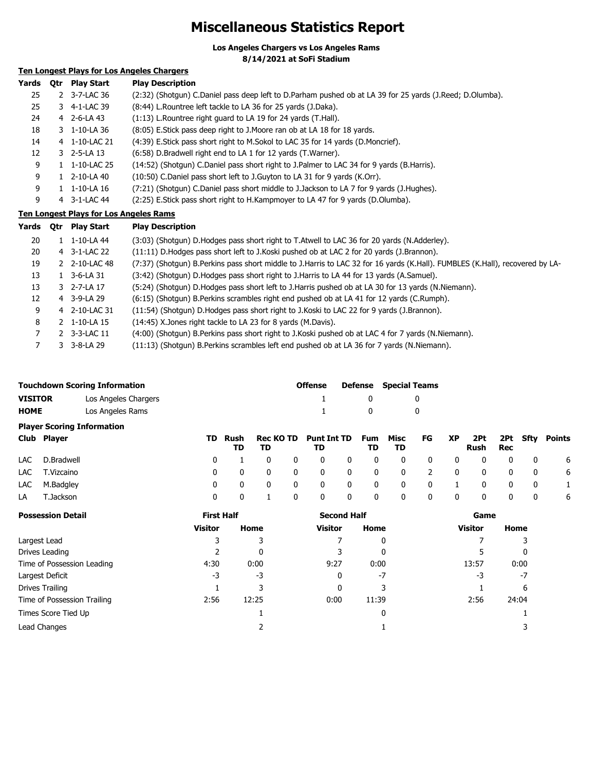# Miscellaneous Statistics Report

**Los Angeles Chargers vs Los Angeles Rams**
**8/14/2021 at SoFi Stadium**

### Ten Longest Plays for Los Angeles Chargers

| Yards | Qtr | Play Start | Play Description |
|---|---|---|---|
| 25 | 2 | 3-7-LAC 36 | (2:32) (Shotgun) C.Daniel pass deep left to D.Parham pushed ob at LA 39 for 25 yards (J.Reed; D.Olumba). |
| 25 | 3 | 4-1-LAC 39 | (8:44) L.Rountree left tackle to LA 36 for 25 yards (J.Daka). |
| 24 | 4 | 2-6-LA 43 | (1:13) L.Rountree right guard to LA 19 for 24 yards (T.Hall). |
| 18 | 3 | 1-10-LA 36 | (8:05) E.Stick pass deep right to J.Moore ran ob at LA 18 for 18 yards. |
| 14 | 4 | 1-10-LAC 21 | (4:39) E.Stick pass short right to M.Sokol to LAC 35 for 14 yards (D.Moncrief). |
| 12 | 3 | 2-5-LA 13 | (6:58) D.Bradwell right end to LA 1 for 12 yards (T.Warner). |
| 9 | 1 | 1-10-LAC 25 | (14:52) (Shotgun) C.Daniel pass short right to J.Palmer to LAC 34 for 9 yards (B.Harris). |
| 9 | 1 | 2-10-LA 40 | (10:50) C.Daniel pass short left to J.Guyton to LA 31 for 9 yards (K.Orr). |
| 9 | 1 | 1-10-LA 16 | (7:21) (Shotgun) C.Daniel pass short middle to J.Jackson to LA 7 for 9 yards (J.Hughes). |
| 9 | 4 | 3-1-LAC 44 | (2:25) E.Stick pass short right to H.Kampmoyer to LA 47 for 9 yards (D.Olumba). |

### Ten Longest Plays for Los Angeles Rams

| Yards | Qtr | Play Start | Play Description |
|---|---|---|---|
| 20 | 1 | 1-10-LA 44 | (3:03) (Shotgun) D.Hodges pass short right to T.Atwell to LAC 36 for 20 yards (N.Adderley). |
| 20 | 4 | 3-1-LAC 22 | (11:11) D.Hodges pass short left to J.Koski pushed ob at LAC 2 for 20 yards (J.Brannon). |
| 19 | 2 | 2-10-LAC 48 | (7:37) (Shotgun) B.Perkins pass short middle to J.Harris to LAC 32 for 16 yards (K.Hall). FUMBLES (K.Hall), recovered by LA- |
| 13 | 1 | 3-6-LA 31 | (3:42) (Shotgun) D.Hodges pass short right to J.Harris to LA 44 for 13 yards (A.Samuel). |
| 13 | 3 | 2-7-LA 17 | (5:24) (Shotgun) D.Hodges pass short left to J.Harris pushed ob at LA 30 for 13 yards (N.Niemann). |
| 12 | 4 | 3-9-LA 29 | (6:15) (Shotgun) B.Perkins scrambles right end pushed ob at LA 41 for 12 yards (C.Rumph). |
| 9 | 4 | 2-10-LAC 31 | (11:54) (Shotgun) D.Hodges pass short right to J.Koski to LAC 22 for 9 yards (J.Brannon). |
| 8 | 2 | 1-10-LA 15 | (14:45) X.Jones right tackle to LA 23 for 8 yards (M.Davis). |
| 7 | 2 | 3-3-LAC 11 | (4:00) (Shotgun) B.Perkins pass short right to J.Koski pushed ob at LAC 4 for 7 yards (N.Niemann). |
| 7 | 3 | 3-8-LA 29 | (11:13) (Shotgun) B.Perkins scrambles left end pushed ob at LA 36 for 7 yards (N.Niemann). |

### Touchdown Scoring Information

| Touchdown Scoring Information | | Offense | Defense | Special Teams |
|---|---|---|---|---|
| **VISITOR** | Los Angeles Chargers | 1 | 0 | 0 |
| **HOME** | Los Angeles Rams | 1 | 0 | 0 |

### Player Scoring Information

| Club | Player | TD | Rush TD | Rec TD | KO TD | Punt TD | Int TD | Fum TD | Misc TD | FG | XP | 2Pt Rush | 2Pt Rec | Sfty | Points |
|---|---|---|---|---|---|---|---|---|---|---|---|---|---|---|---|
| LAC | D.Bradwell | 0 | 1 | 0 | 0 | 0 | 0 | 0 | 0 | 0 | 0 | 0 | 0 | 0 | 6 |
| LAC | T.Vizcaino | 0 | 0 | 0 | 0 | 0 | 0 | 0 | 0 | 2 | 0 | 0 | 0 | 0 | 6 |
| LAC | M.Badgley | 0 | 0 | 0 | 0 | 0 | 0 | 0 | 0 | 0 | 1 | 0 | 0 | 0 | 1 |
| LA | T.Jackson | 0 | 0 | 1 | 0 | 0 | 0 | 0 | 0 | 0 | 0 | 0 | 0 | 0 | 6 |

### Possession Detail

| Possession Detail | First Half Visitor | First Half Home | Second Half Visitor | Second Half Home | Game Visitor | Game Home |
|---|---|---|---|---|---|---|
| Largest Lead | 3 | 3 | 7 | 0 | 7 | 3 |
| Drives Leading | 2 | 0 | 3 | 0 | 5 | 0 |
| Time of Possession Leading | 4:30 | 0:00 | 9:27 | 0:00 | 13:57 | 0:00 |
| Largest Deficit | -3 | -3 | 0 | -7 | -3 | -7 |
| Drives Trailing | 1 | 3 | 0 | 3 | 1 | 6 |
| Time of Possession Trailing | 2:56 | 12:25 | 0:00 | 11:39 | 2:56 | 24:04 |
| Times Score Tied Up | | 1 | | 0 | | 1 |
| Lead Changes | | 2 | | 1 | | 3 |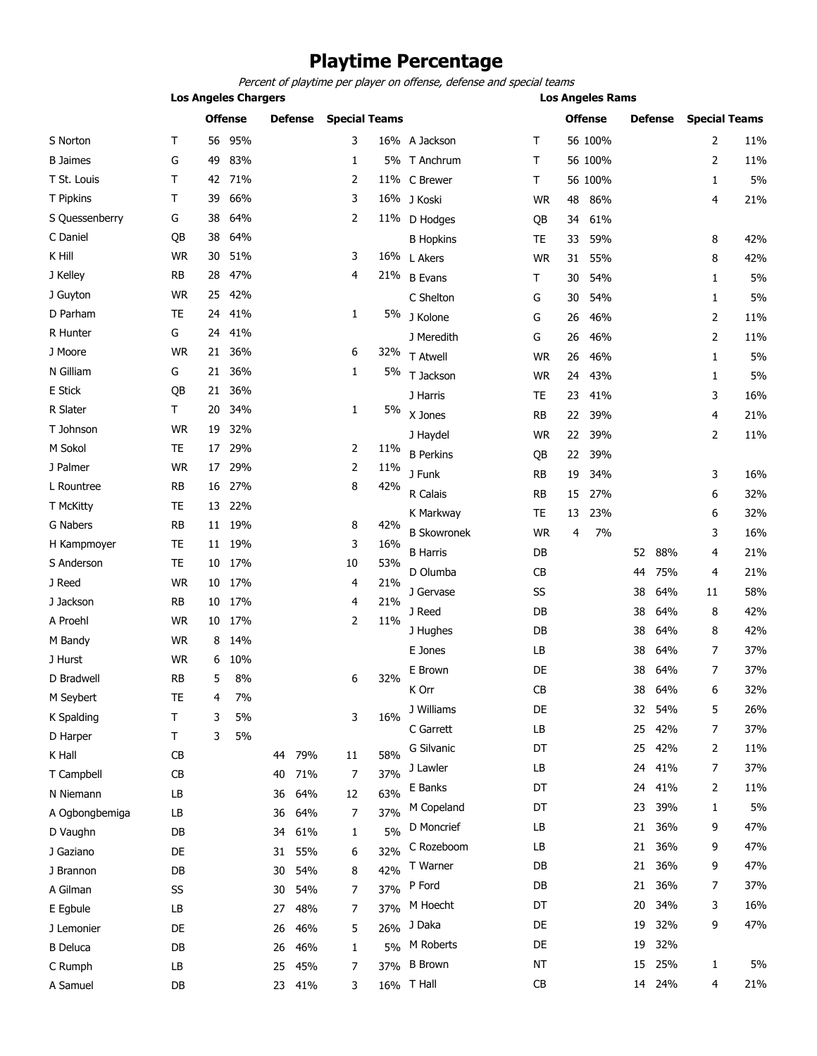# Playtime Percentage

*Percent of playtime per player on offense, defense and special teams*

## Los Angeles Chargers

| | | Offense | | Defense | | Special Teams | |
|---|---|---|---|---|---|---|---|
| S Norton | T | 56 | 95% | | | 3 | 16% |
| B Jaimes | G | 49 | 83% | | | 1 | 5% |
| T St. Louis | T | 42 | 71% | | | 2 | 11% |
| T Pipkins | T | 39 | 66% | | | 3 | 16% |
| S Quessenberry | G | 38 | 64% | | | 2 | 11% |
| C Daniel | QB | 38 | 64% | | | | |
| K Hill | WR | 30 | 51% | | | 3 | 16% |
| J Kelley | RB | 28 | 47% | | | 4 | 21% |
| J Guyton | WR | 25 | 42% | | | | |
| D Parham | TE | 24 | 41% | | | 1 | 5% |
| R Hunter | G | 24 | 41% | | | | |
| J Moore | WR | 21 | 36% | | | 6 | 32% |
| N Gilliam | G | 21 | 36% | | | 1 | 5% |
| E Stick | QB | 21 | 36% | | | | |
| R Slater | T | 20 | 34% | | | 1 | 5% |
| T Johnson | WR | 19 | 32% | | | | |
| M Sokol | TE | 17 | 29% | | | 2 | 11% |
| J Palmer | WR | 17 | 29% | | | 2 | 11% |
| L Rountree | RB | 16 | 27% | | | 8 | 42% |
| T McKitty | TE | 13 | 22% | | | | |
| G Nabers | RB | 11 | 19% | | | 8 | 42% |
| H Kampmoyer | TE | 11 | 19% | | | 3 | 16% |
| S Anderson | TE | 10 | 17% | | | 10 | 53% |
| J Reed | WR | 10 | 17% | | | 4 | 21% |
| J Jackson | RB | 10 | 17% | | | 4 | 21% |
| A Proehl | WR | 10 | 17% | | | 2 | 11% |
| M Bandy | WR | 8 | 14% | | | | |
| J Hurst | WR | 6 | 10% | | | | |
| D Bradwell | RB | 5 | 8% | | | 6 | 32% |
| M Seybert | TE | 4 | 7% | | | | |
| K Spalding | T | 3 | 5% | | | 3 | 16% |
| D Harper | T | 3 | 5% | | | | |
| K Hall | CB | | | 44 | 79% | 11 | 58% |
| T Campbell | CB | | | 40 | 71% | 7 | 37% |
| N Niemann | LB | | | 36 | 64% | 12 | 63% |
| A Ogbongbemiga | LB | | | 36 | 64% | 7 | 37% |
| D Vaughn | DB | | | 34 | 61% | 1 | 5% |
| J Gaziano | DE | | | 31 | 55% | 6 | 32% |
| J Brannon | DB | | | 30 | 54% | 8 | 42% |
| A Gilman | SS | | | 30 | 54% | 7 | 37% |
| E Egbule | LB | | | 27 | 48% | 7 | 37% |
| J Lemonier | DE | | | 26 | 46% | 5 | 26% |
| B Deluca | DB | | | 26 | 46% | 1 | 5% |
| C Rumph | LB | | | 25 | 45% | 7 | 37% |
| A Samuel | DB | | | 23 | 41% | 3 | 16% |

## Los Angeles Rams

| | | Offense | | Defense | | Special Teams | |
|---|---|---|---|---|---|---|---|
| A Jackson | T | 56 | 100% | | | 2 | 11% |
| T Anchrum | T | 56 | 100% | | | 2 | 11% |
| C Brewer | T | 56 | 100% | | | 1 | 5% |
| J Koski | WR | 48 | 86% | | | 4 | 21% |
| D Hodges | QB | 34 | 61% | | | | |
| B Hopkins | TE | 33 | 59% | | | 8 | 42% |
| L Akers | WR | 31 | 55% | | | 8 | 42% |
| B Evans | T | 30 | 54% | | | 1 | 5% |
| C Shelton | G | 30 | 54% | | | 1 | 5% |
| J Kolone | G | 26 | 46% | | | 2 | 11% |
| J Meredith | G | 26 | 46% | | | 2 | 11% |
| T Atwell | WR | 26 | 46% | | | 1 | 5% |
| T Jackson | WR | 24 | 43% | | | 1 | 5% |
| J Harris | TE | 23 | 41% | | | 3 | 16% |
| X Jones | RB | 22 | 39% | | | 4 | 21% |
| J Haydel | WR | 22 | 39% | | | 2 | 11% |
| B Perkins | QB | 22 | 39% | | | | |
| J Funk | RB | 19 | 34% | | | 3 | 16% |
| R Calais | RB | 15 | 27% | | | 6 | 32% |
| K Markway | TE | 13 | 23% | | | 6 | 32% |
| B Skowronek | WR | 4 | 7% | | | 3 | 16% |
| B Harris | DB | | | 52 | 88% | 4 | 21% |
| D Olumba | CB | | | 44 | 75% | 4 | 21% |
| J Gervase | SS | | | 38 | 64% | 11 | 58% |
| J Reed | DB | | | 38 | 64% | 8 | 42% |
| J Hughes | DB | | | 38 | 64% | 8 | 42% |
| E Jones | LB | | | 38 | 64% | 7 | 37% |
| E Brown | DE | | | 38 | 64% | 7 | 37% |
| K Orr | CB | | | 38 | 64% | 6 | 32% |
| J Williams | DE | | | 32 | 54% | 5 | 26% |
| C Garrett | LB | | | 25 | 42% | 7 | 37% |
| G Silvanic | DT | | | 25 | 42% | 2 | 11% |
| J Lawler | LB | | | 24 | 41% | 7 | 37% |
| E Banks | DT | | | 24 | 41% | 2 | 11% |
| M Copeland | DT | | | 23 | 39% | 1 | 5% |
| D Moncrief | LB | | | 21 | 36% | 9 | 47% |
| C Rozeboom | LB | | | 21 | 36% | 9 | 47% |
| T Warner | DB | | | 21 | 36% | 9 | 47% |
| P Ford | DB | | | 21 | 36% | 7 | 37% |
| M Hoecht | DT | | | 20 | 34% | 3 | 16% |
| J Daka | DE | | | 19 | 32% | 9 | 47% |
| M Roberts | DE | | | 19 | 32% | | |
| B Brown | NT | | | 15 | 25% | 1 | 5% |
| T Hall | CB | | | 14 | 24% | 4 | 21% |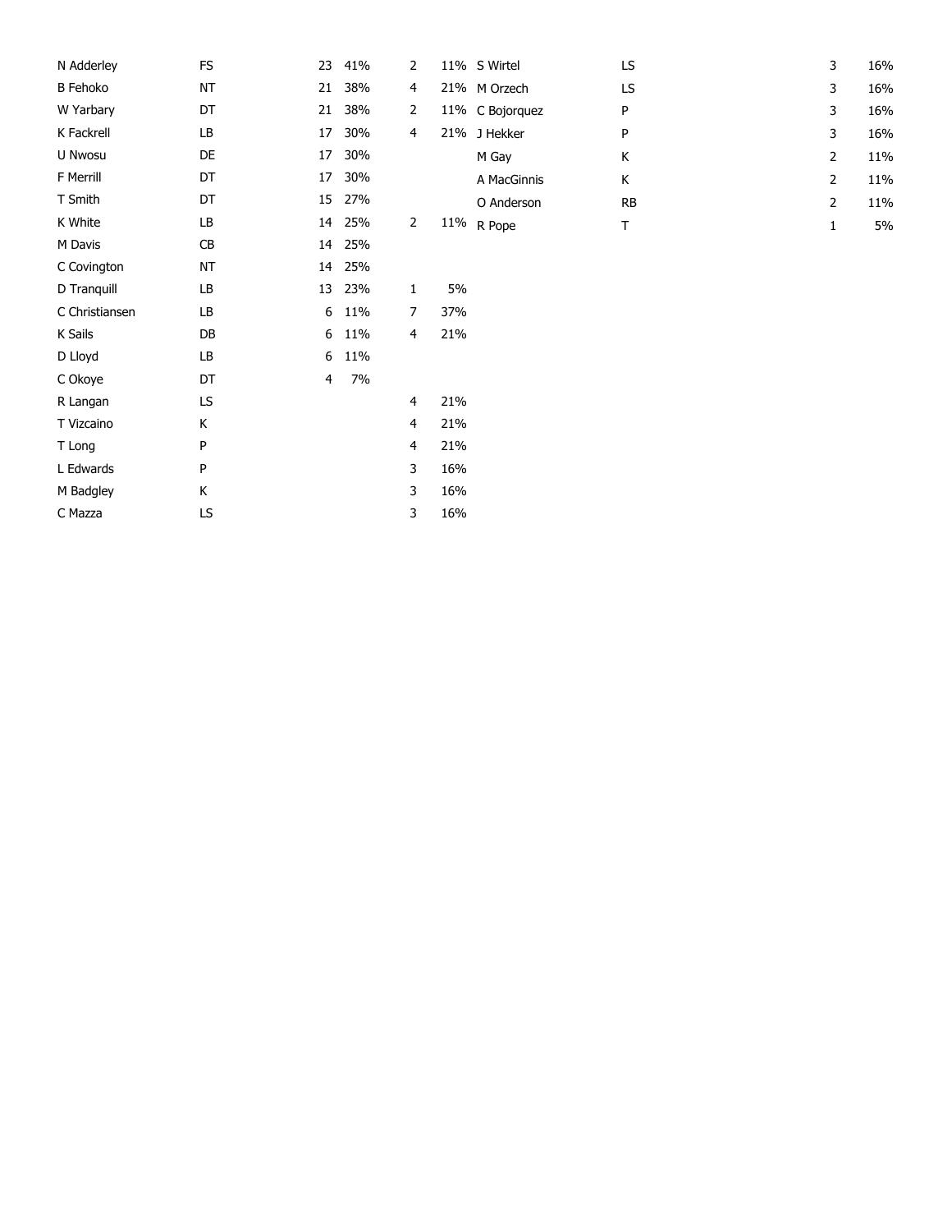| | | | | | |
|---|---|---|---|---|---|
| N Adderley | FS | 23 | 41% | 2 | 11% |
| B Fehoko | NT | 21 | 38% | 4 | 21% |
| W Yarbary | DT | 21 | 38% | 2 | 11% |
| K Fackrell | LB | 17 | 30% | 4 | 21% |
| U Nwosu | DE | 17 | 30% | | |
| F Merrill | DT | 17 | 30% | | |
| T Smith | DT | 15 | 27% | | |
| K White | LB | 14 | 25% | 2 | 11% |
| M Davis | CB | 14 | 25% | | |
| C Covington | NT | 14 | 25% | | |
| D Tranquill | LB | 13 | 23% | 1 | 5% |
| C Christiansen | LB | 6 | 11% | 7 | 37% |
| K Sails | DB | 6 | 11% | 4 | 21% |
| D Lloyd | LB | 6 | 11% | | |
| C Okoye | DT | 4 | 7% | | |
| R Langan | LS | | | 4 | 21% |
| T Vizcaino | K | | | 4 | 21% |
| T Long | P | | | 4 | 21% |
| L Edwards | P | | | 3 | 16% |
| M Badgley | K | | | 3 | 16% |
| C Mazza | LS | | | 3 | 16% |
| S Wirtel | LS | | | 3 | 16% |
| M Orzech | LS | | | 3 | 16% |
| C Bojorquez | P | | | 3 | 16% |
| J Hekker | P | | | 3 | 16% |
| M Gay | K | | | 2 | 11% |
| A MacGinnis | K | | | 2 | 11% |
| O Anderson | RB | | | 2 | 11% |
| R Pope | T | | | 1 | 5% |